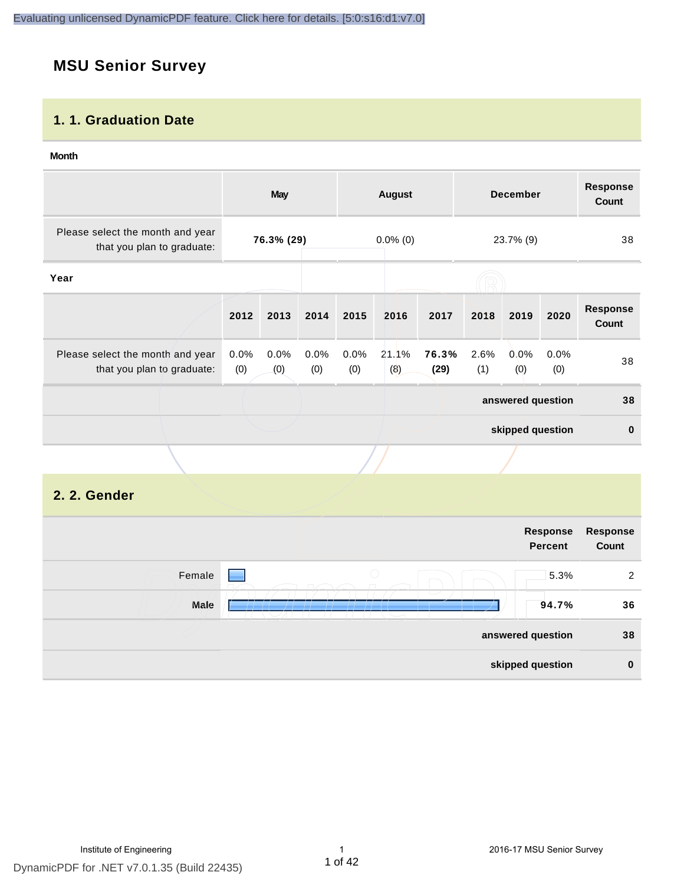# MSU Senior Survey

## 1. 1. Graduation Date

**Month**

| | May | August | December | Response Count |
|---|---|---|---|---|
| Please select the month and year that you plan to graduate: | **76.3% (29)** | 0.0% (0) | 23.7% (9) | 38 |

**Year**

| | 2012 | 2013 | 2014 | 2015 | 2016 | 2017 | 2018 | 2019 | 2020 | Response Count |
|---|---|---|---|---|---|---|---|---|---|---|
| Please select the month and year that you plan to graduate: | 0.0% (0) | 0.0% (0) | 0.0% (0) | 0.0% (0) | 21.1% (8) | **76.3% (29)** | 2.6% (1) | 0.0% (0) | 0.0% (0) | 38 |
| | | | | | | | | | **answered question** | **38** |
| | | | | | | | | | **skipped question** | **0** |

## 2. 2. Gender

| | Response Percent | Response Count |
|---|---|---|
| Female | 5.3% | 2 |
| Male | **94.7%** | **36** |
| **answered question** | | **38** |
| **skipped question** | | **0** |

Institute of Engineering

2016-17 MSU Senior Survey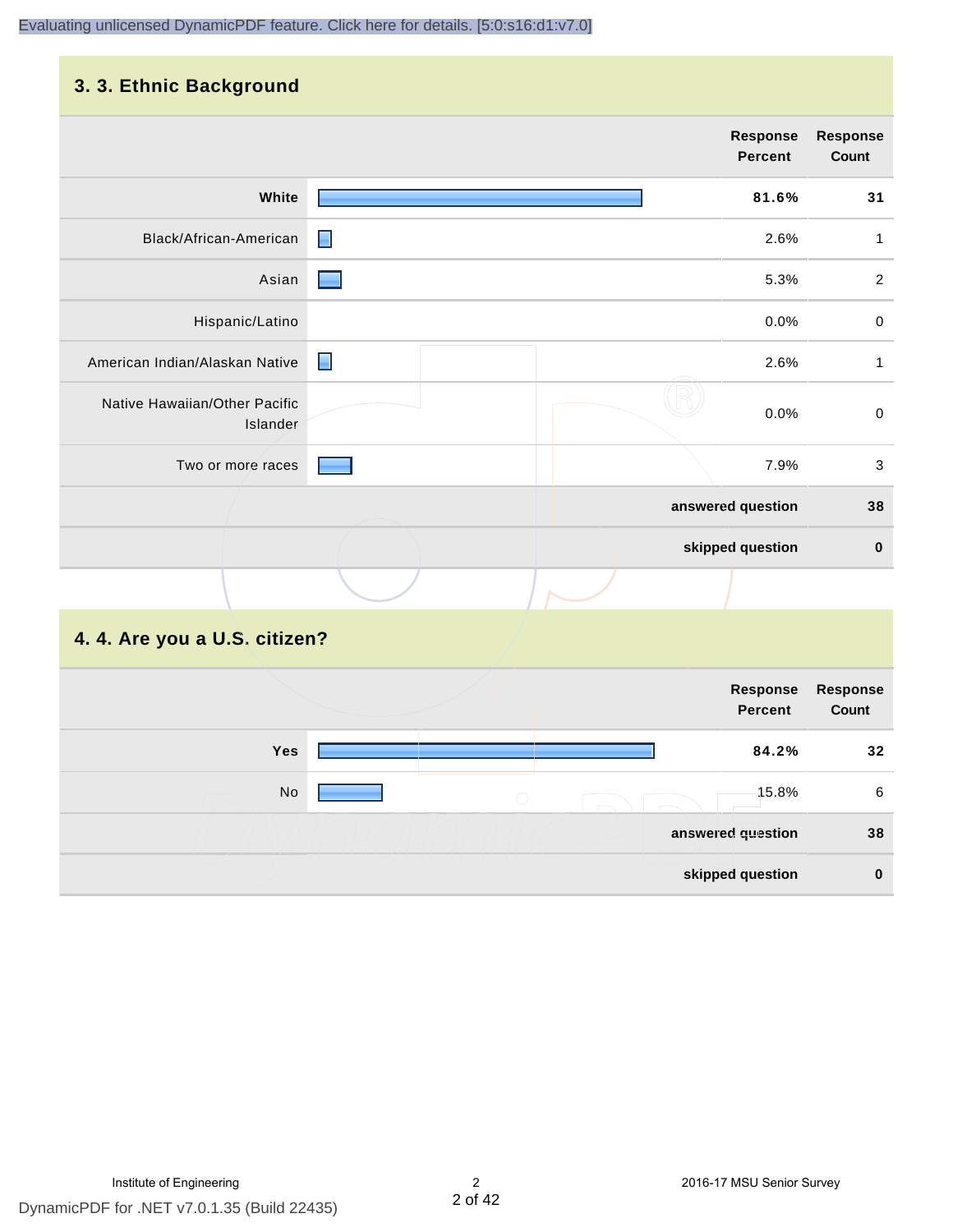## 3. 3. Ethnic Background

| | Response Percent | Response Count |
|---|---|---|
| White | 81.6% | 31 |
| Black/African-American | 2.6% | 1 |
| Asian | 5.3% | 2 |
| Hispanic/Latino | 0.0% | 0 |
| American Indian/Alaskan Native | 2.6% | 1 |
| Native Hawaiian/Other Pacific Islander | 0.0% | 0 |
| Two or more races | 7.9% | 3 |
| answered question | | 38 |
| skipped question | | 0 |

## 4. 4. Are you a U.S. citizen?

| | Response Percent | Response Count |
|---|---|---|
| Yes | 84.2% | 32 |
| No | 15.8% | 6 |
| answered question | | 38 |
| skipped question | | 0 |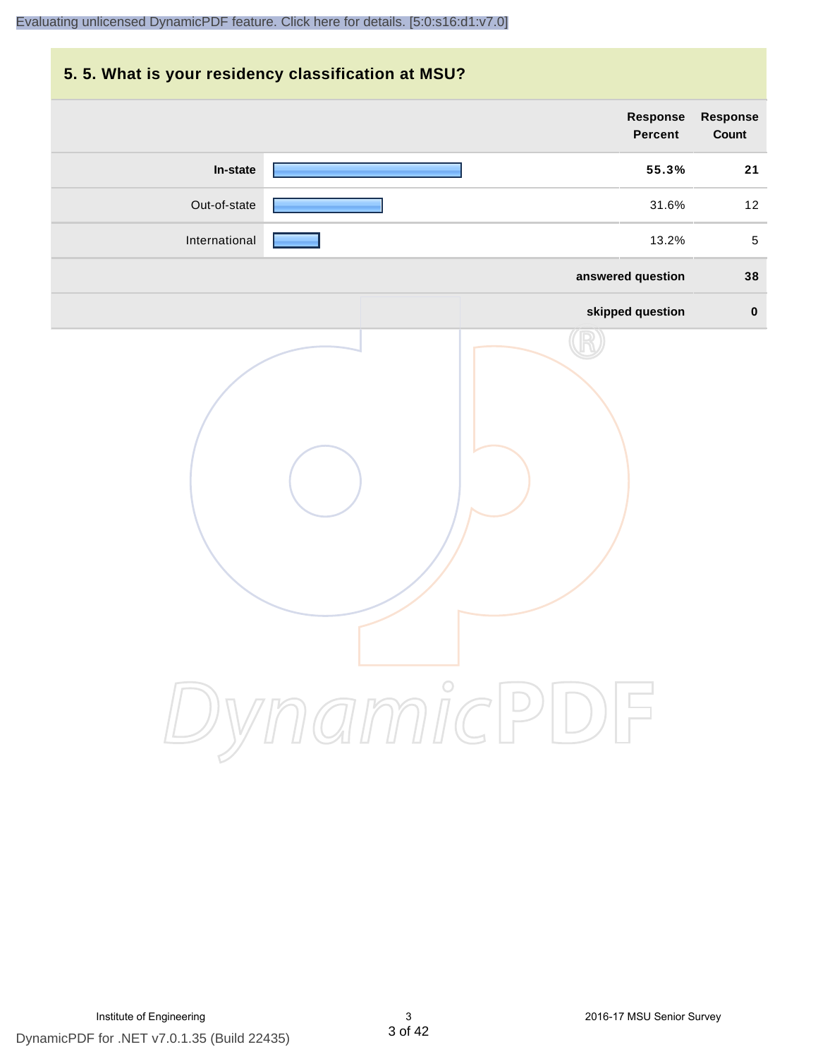## 5. 5. What is your residency classification at MSU?

| | Response Percent | Response Count |
|---|---|---|
| **In-state** | **55.3%** | **21** |
| Out-of-state | 31.6% | 12 |
| International | 13.2% | 5 |
| | **answered question** | **38** |
| | **skipped question** | **0** |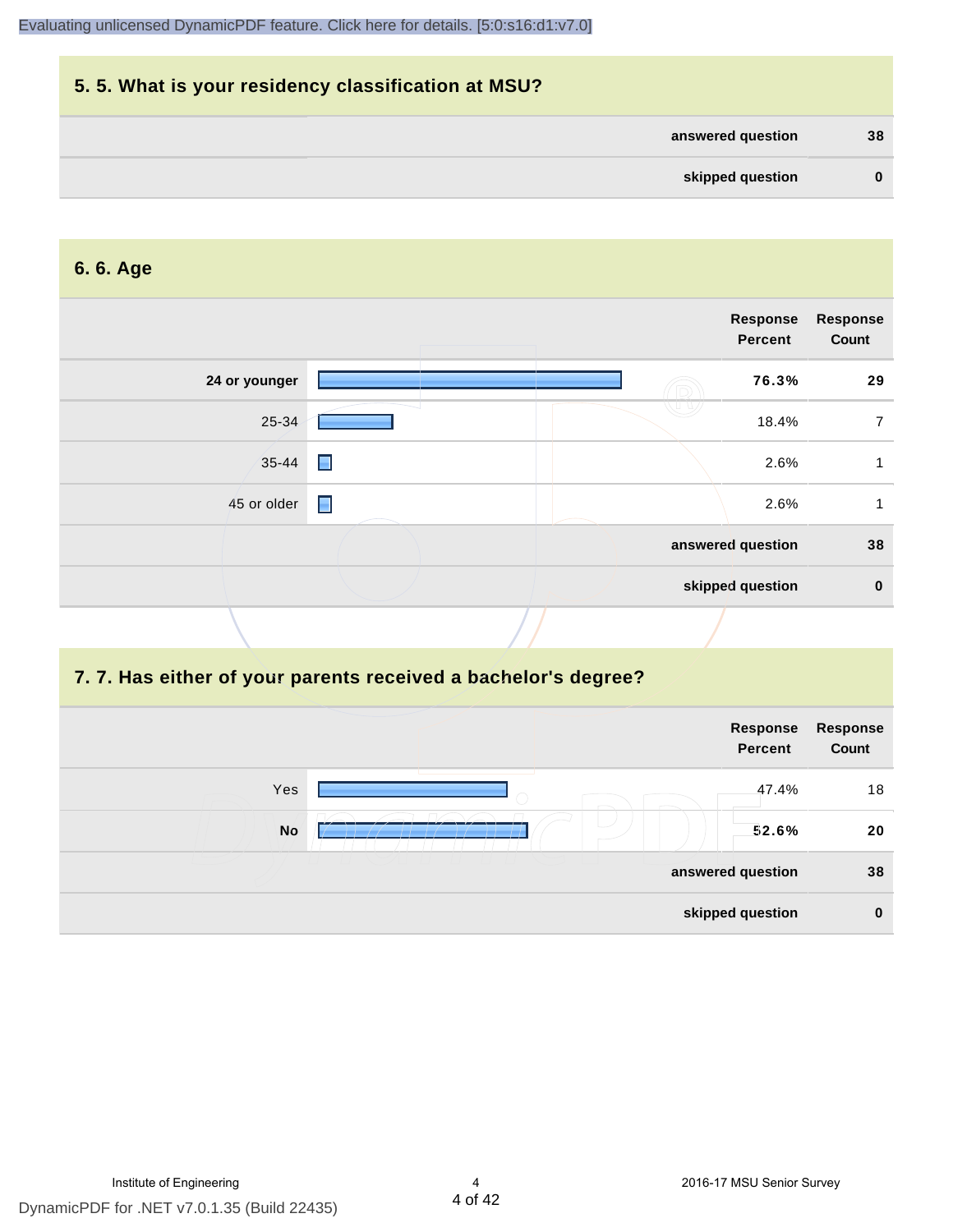## 5. 5. What is your residency classification at MSU?

| | |
|---|---|
| answered question | 38 |
| skipped question | 0 |

## 6. 6. Age

| | Response Percent | Response Count |
|---|---|---|
| **24 or younger** | **76.3%** | **29** |
| 25-34 | 18.4% | 7 |
| 35-44 | 2.6% | 1 |
| 45 or older | 2.6% | 1 |
| answered question | | 38 |
| skipped question | | 0 |

## 7. 7. Has either of your parents received a bachelor's degree?

| | Response Percent | Response Count |
|---|---|---|
| Yes | 47.4% | 18 |
| **No** | **52.6%** | **20** |
| answered question | | 38 |
| skipped question | | 0 |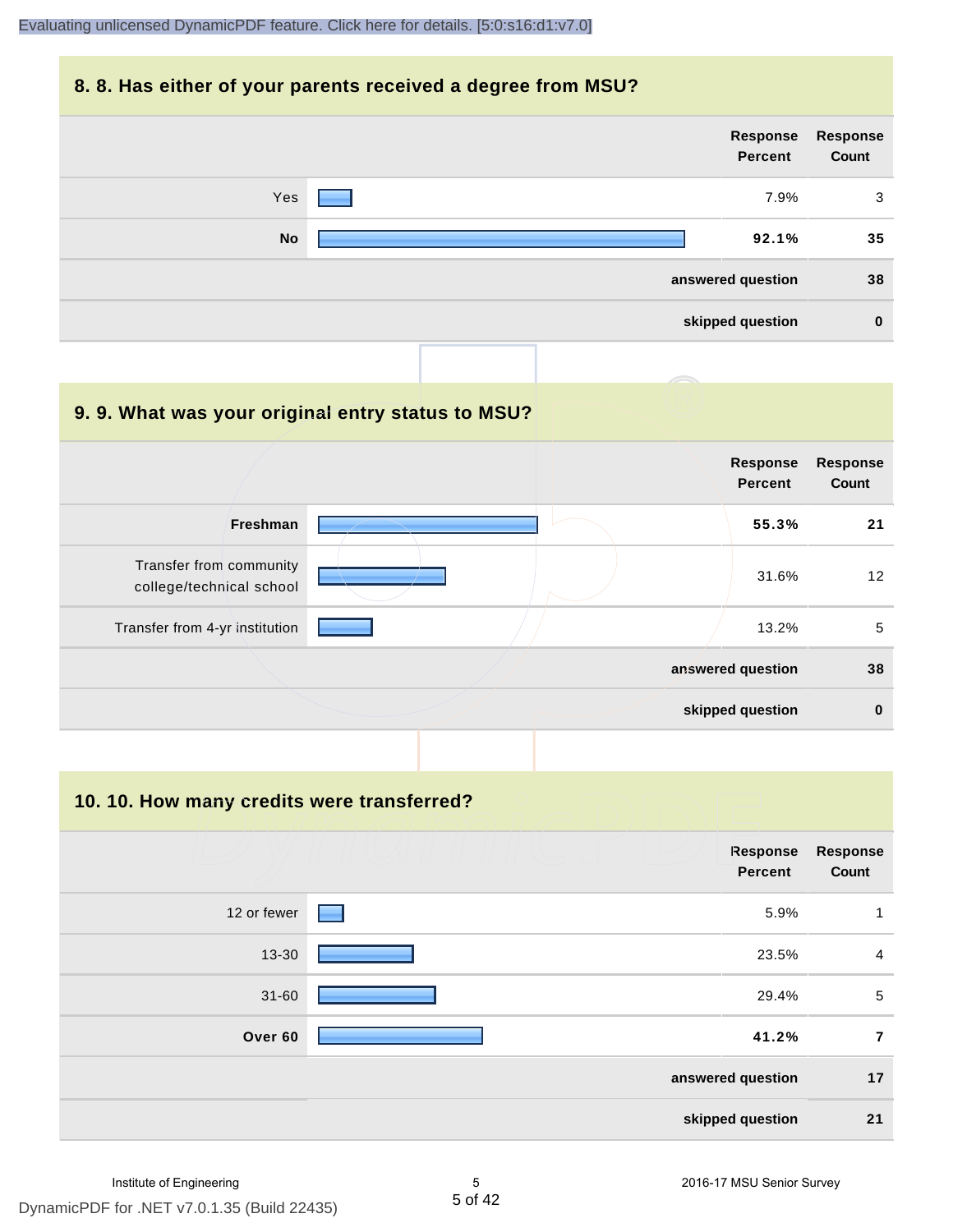Evaluating unlicensed DynamicPDF feature. Click here for details. [5:0:s16:d1:v7.0]

## 8. 8. Has either of your parents received a degree from MSU?

| | Response Percent | Response Count |
|---|---|---|
| Yes | 7.9% | 3 |
| **No** | **92.1%** | **35** |
| **answered question** | | **38** |
| **skipped question** | | **0** |

## 9. 9. What was your original entry status to MSU?

| | Response Percent | Response Count |
|---|---|---|
| **Freshman** | **55.3%** | **21** |
| Transfer from community college/technical school | 31.6% | 12 |
| Transfer from 4-yr institution | 13.2% | 5 |
| **answered question** | | **38** |
| **skipped question** | | **0** |

## 10. 10. How many credits were transferred?

| | Response Percent | Response Count |
|---|---|---|
| 12 or fewer | 5.9% | 1 |
| 13-30 | 23.5% | 4 |
| 31-60 | 29.4% | 5 |
| **Over 60** | **41.2%** | **7** |
| **answered question** | | **17** |
| **skipped question** | | **21** |

Institute of Engineering

2016-17 MSU Senior Survey

DynamicPDF for .NET v7.0.1.35 (Build 22435)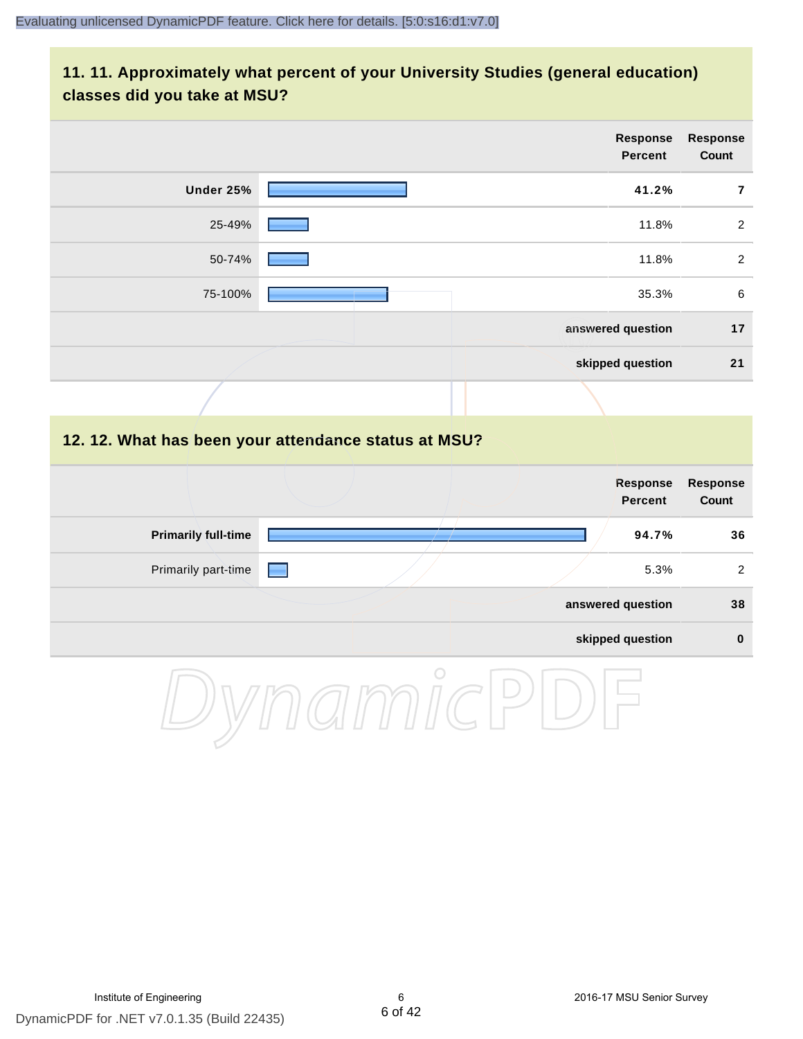## 11. 11. Approximately what percent of your University Studies (general education) classes did you take at MSU?

| | Response Percent | Response Count |
|---|---|---|
| **Under 25%** | **41.2%** | **7** |
| 25-49% | 11.8% | 2 |
| 50-74% | 11.8% | 2 |
| 75-100% | 35.3% | 6 |
| **answered question** | | **17** |
| **skipped question** | | **21** |

## 12. 12. What has been your attendance status at MSU?

| | Response Percent | Response Count |
|---|---|---|
| **Primarily full-time** | **94.7%** | **36** |
| Primarily part-time | 5.3% | 2 |
| **answered question** | | **38** |
| **skipped question** | | **0** |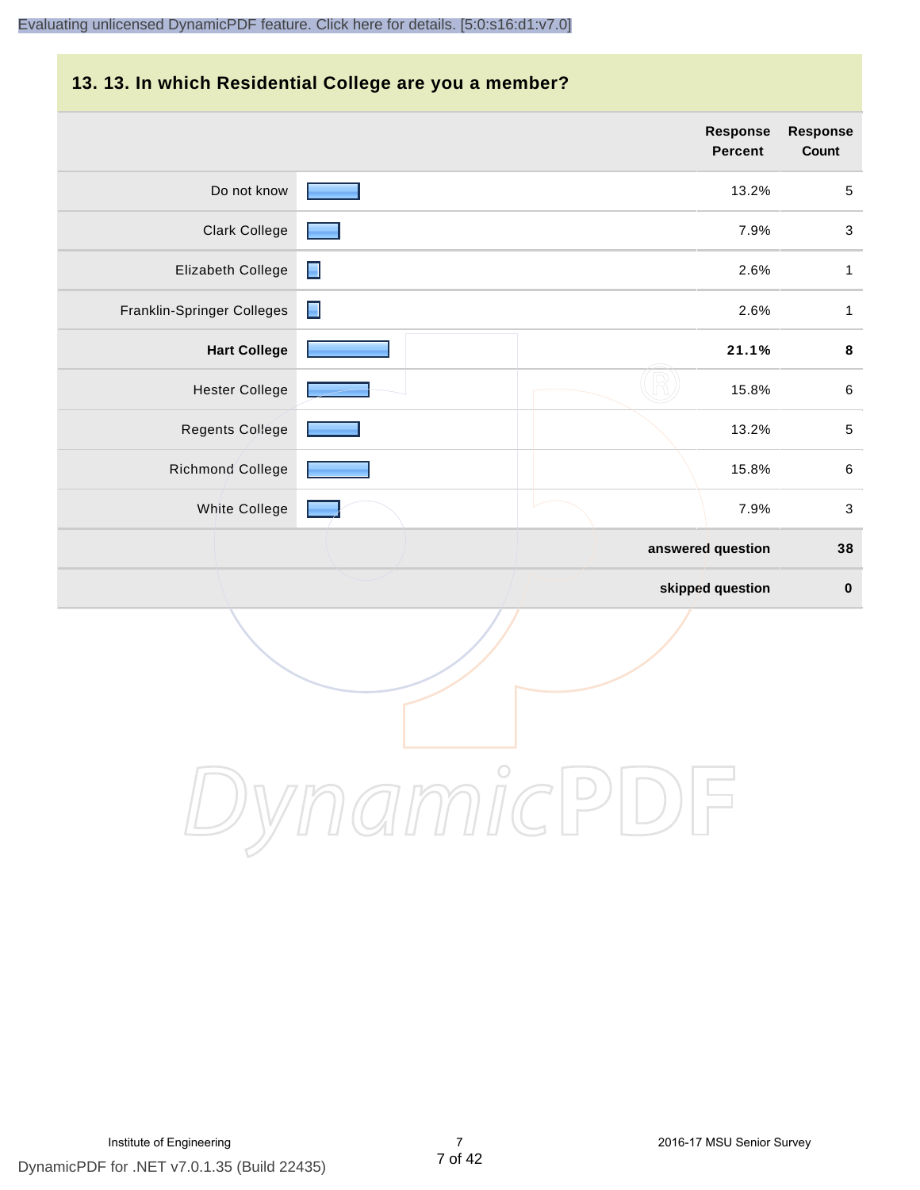## 13. 13. In which Residential College are you a member?

| | Response Percent | Response Count |
|---|---|---|
| Do not know | 13.2% | 5 |
| Clark College | 7.9% | 3 |
| Elizabeth College | 2.6% | 1 |
| Franklin-Springer Colleges | 2.6% | 1 |
| **Hart College** | **21.1%** | **8** |
| Hester College | 15.8% | 6 |
| Regents College | 13.2% | 5 |
| Richmond College | 15.8% | 6 |
| White College | 7.9% | 3 |
| | **answered question** | **38** |
| | **skipped question** | **0** |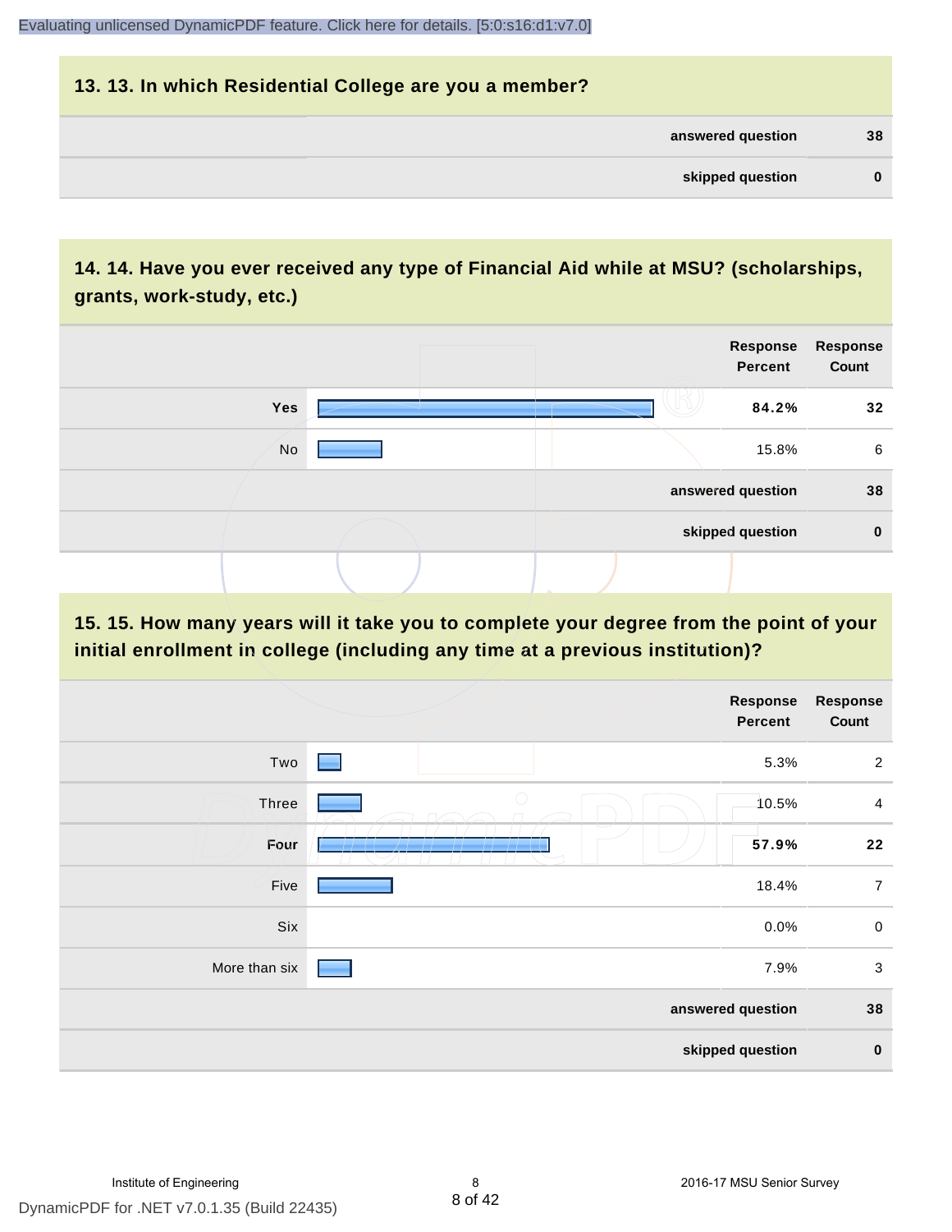## 13. 13. In which Residential College are you a member?

| | |
|---|---|
| answered question | 38 |
| skipped question | 0 |

## 14. 14. Have you ever received any type of Financial Aid while at MSU? (scholarships, grants, work-study, etc.)

| | Response Percent | Response Count |
|---|---|---|
| Yes | **84.2%** | **32** |
| No | 15.8% | 6 |
| answered question | | 38 |
| skipped question | | 0 |

## 15. 15. How many years will it take you to complete your degree from the point of your initial enrollment in college (including any time at a previous institution)?

| | Response Percent | Response Count |
|---|---|---|
| Two | 5.3% | 2 |
| Three | 10.5% | 4 |
| Four | **57.9%** | **22** |
| Five | 18.4% | 7 |
| Six | 0.0% | 0 |
| More than six | 7.9% | 3 |
| answered question | | 38 |
| skipped question | | 0 |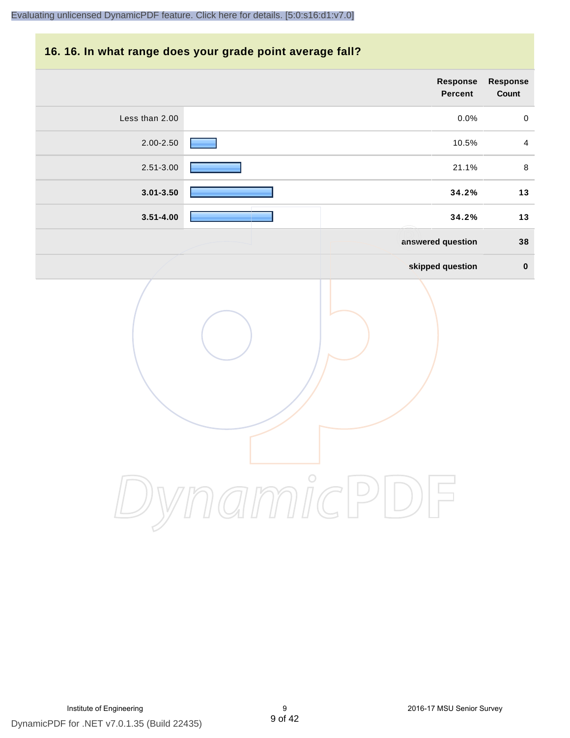## 16. 16. In what range does your grade point average fall?

| | Response Percent | Response Count |
|---|---|---|
| Less than 2.00 | 0.0% | 0 |
| 2.00-2.50 | 10.5% | 4 |
| 2.51-3.00 | 21.1% | 8 |
| **3.01-3.50** | **34.2%** | **13** |
| **3.51-4.00** | **34.2%** | **13** |
| | **answered question** | **38** |
| | **skipped question** | **0** |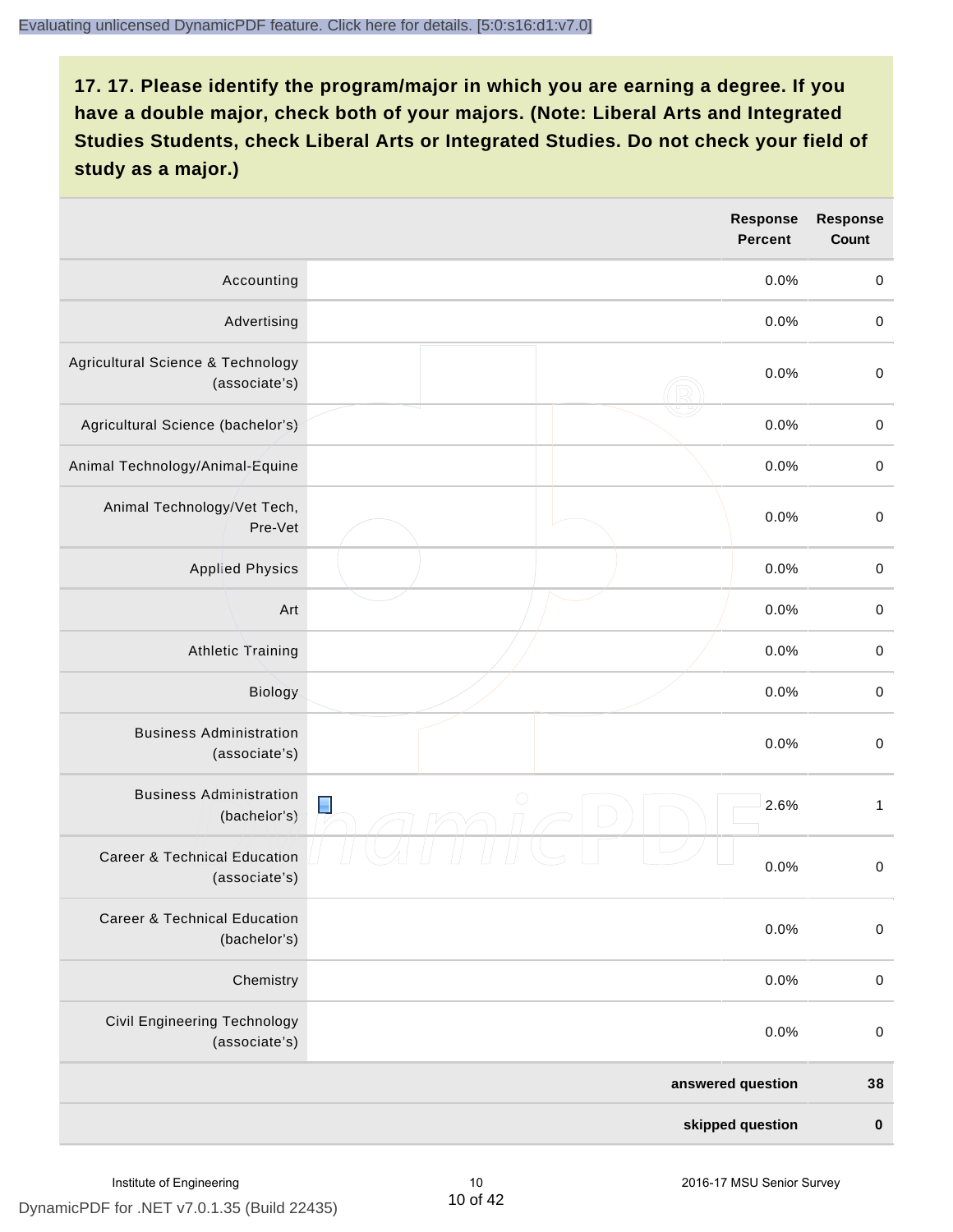## 17. 17. Please identify the program/major in which you are earning a degree. If you have a double major, check both of your majors. (Note: Liberal Arts and Integrated Studies Students, check Liberal Arts or Integrated Studies. Do not check your field of study as a major.)

| | Response Percent | Response Count |
|---|---|---|
| Accounting | 0.0% | 0 |
| Advertising | 0.0% | 0 |
| Agricultural Science & Technology (associate's) | 0.0% | 0 |
| Agricultural Science (bachelor's) | 0.0% | 0 |
| Animal Technology/Animal-Equine | 0.0% | 0 |
| Animal Technology/Vet Tech, Pre-Vet | 0.0% | 0 |
| Applied Physics | 0.0% | 0 |
| Art | 0.0% | 0 |
| Athletic Training | 0.0% | 0 |
| Biology | 0.0% | 0 |
| Business Administration (associate's) | 0.0% | 0 |
| Business Administration (bachelor's) | 2.6% | 1 |
| Career & Technical Education (associate's) | 0.0% | 0 |
| Career & Technical Education (bachelor's) | 0.0% | 0 |
| Chemistry | 0.0% | 0 |
| Civil Engineering Technology (associate's) | 0.0% | 0 |
| answered question | | 38 |
| skipped question | | 0 |

Institute of Engineering

2016-17 MSU Senior Survey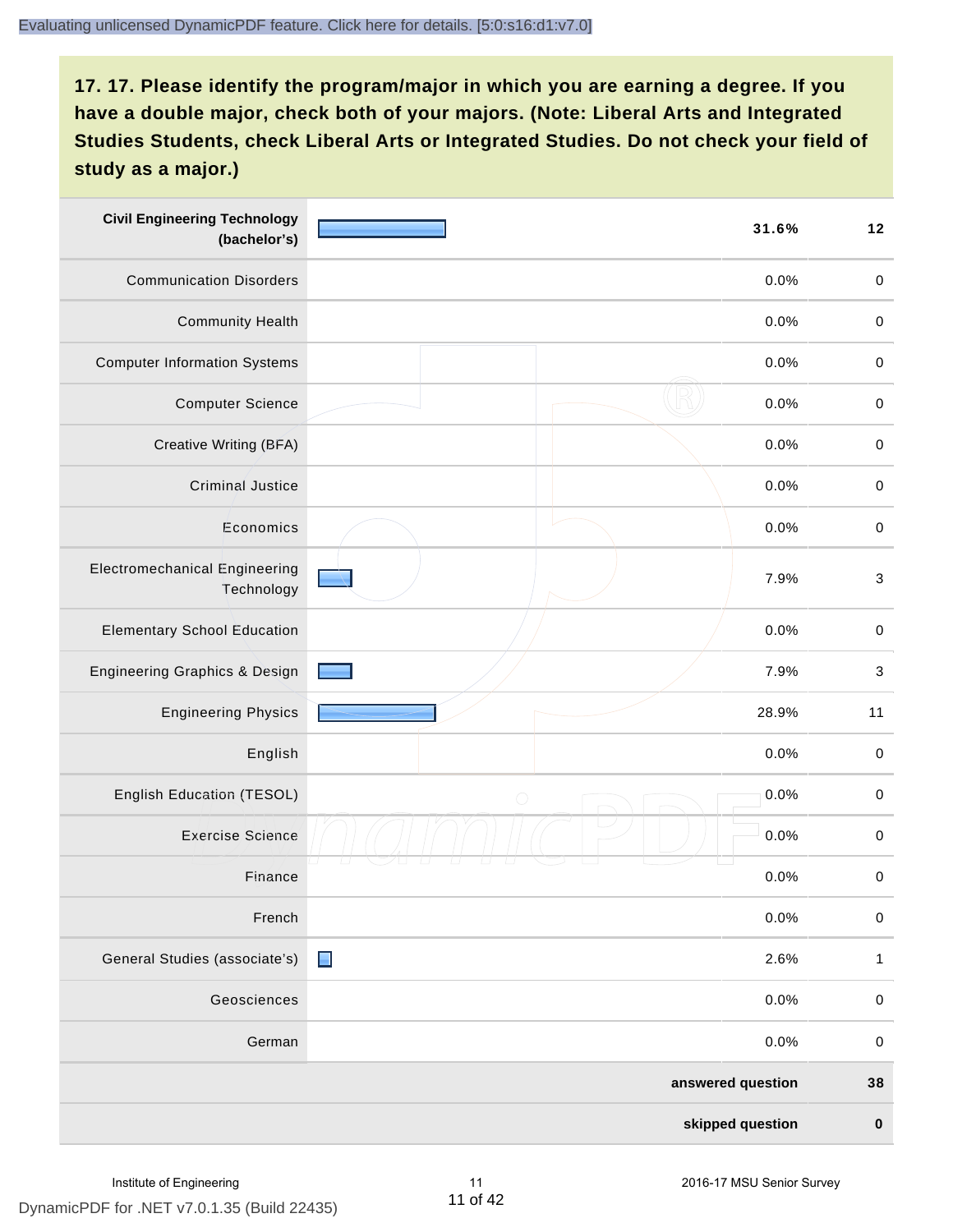## 17. 17. Please identify the program/major in which you are earning a degree. If you have a double major, check both of your majors. (Note: Liberal Arts and Integrated Studies Students, check Liberal Arts or Integrated Studies. Do not check your field of study as a major.)

| | | |
|---|---|---|
| **Civil Engineering Technology (bachelor's)** | **31.6%** | **12** |
| Communication Disorders | 0.0% | 0 |
| Community Health | 0.0% | 0 |
| Computer Information Systems | 0.0% | 0 |
| Computer Science | 0.0% | 0 |
| Creative Writing (BFA) | 0.0% | 0 |
| Criminal Justice | 0.0% | 0 |
| Economics | 0.0% | 0 |
| Electromechanical Engineering Technology | 7.9% | 3 |
| Elementary School Education | 0.0% | 0 |
| Engineering Graphics & Design | 7.9% | 3 |
| Engineering Physics | 28.9% | 11 |
| English | 0.0% | 0 |
| English Education (TESOL) | 0.0% | 0 |
| Exercise Science | 0.0% | 0 |
| Finance | 0.0% | 0 |
| French | 0.0% | 0 |
| General Studies (associate's) | 2.6% | 1 |
| Geosciences | 0.0% | 0 |
| German | 0.0% | 0 |
| | **answered question** | **38** |
| | **skipped question** | **0** |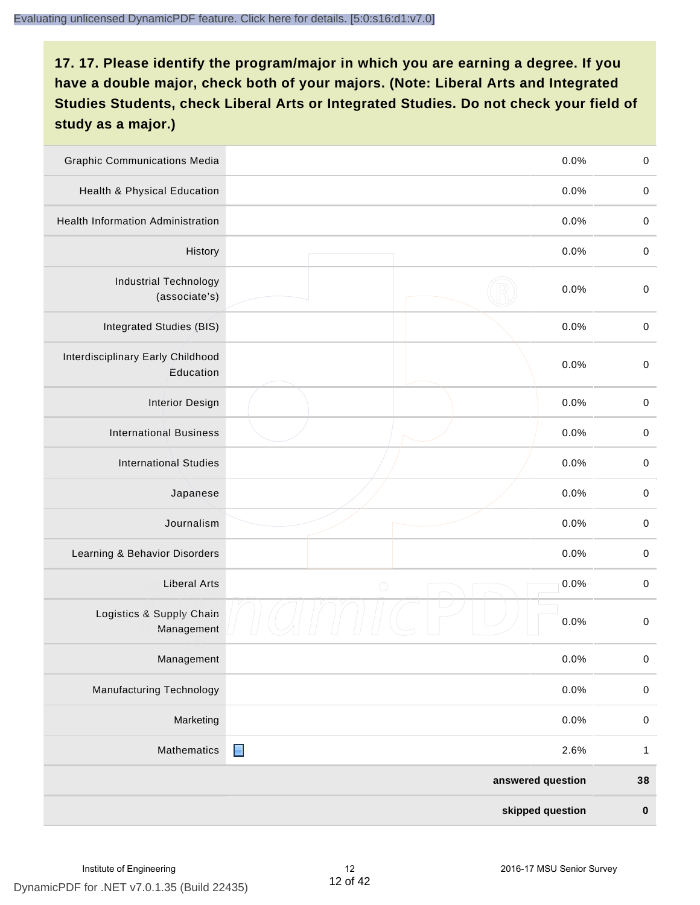**17. 17. Please identify the program/major in which you are earning a degree. If you have a double major, check both of your majors. (Note: Liberal Arts and Integrated Studies Students, check Liberal Arts or Integrated Studies. Do not check your field of study as a major.)**

| | | |
|---|---|---|
| Graphic Communications Media | 0.0% | 0 |
| Health & Physical Education | 0.0% | 0 |
| Health Information Administration | 0.0% | 0 |
| History | 0.0% | 0 |
| Industrial Technology (associate's) | 0.0% | 0 |
| Integrated Studies (BIS) | 0.0% | 0 |
| Interdisciplinary Early Childhood Education | 0.0% | 0 |
| Interior Design | 0.0% | 0 |
| International Business | 0.0% | 0 |
| International Studies | 0.0% | 0 |
| Japanese | 0.0% | 0 |
| Journalism | 0.0% | 0 |
| Learning & Behavior Disorders | 0.0% | 0 |
| Liberal Arts | 0.0% | 0 |
| Logistics & Supply Chain Management | 0.0% | 0 |
| Management | 0.0% | 0 |
| Manufacturing Technology | 0.0% | 0 |
| Marketing | 0.0% | 0 |
| Mathematics | 2.6% | 1 |
| | **answered question** | **38** |
| | **skipped question** | **0** |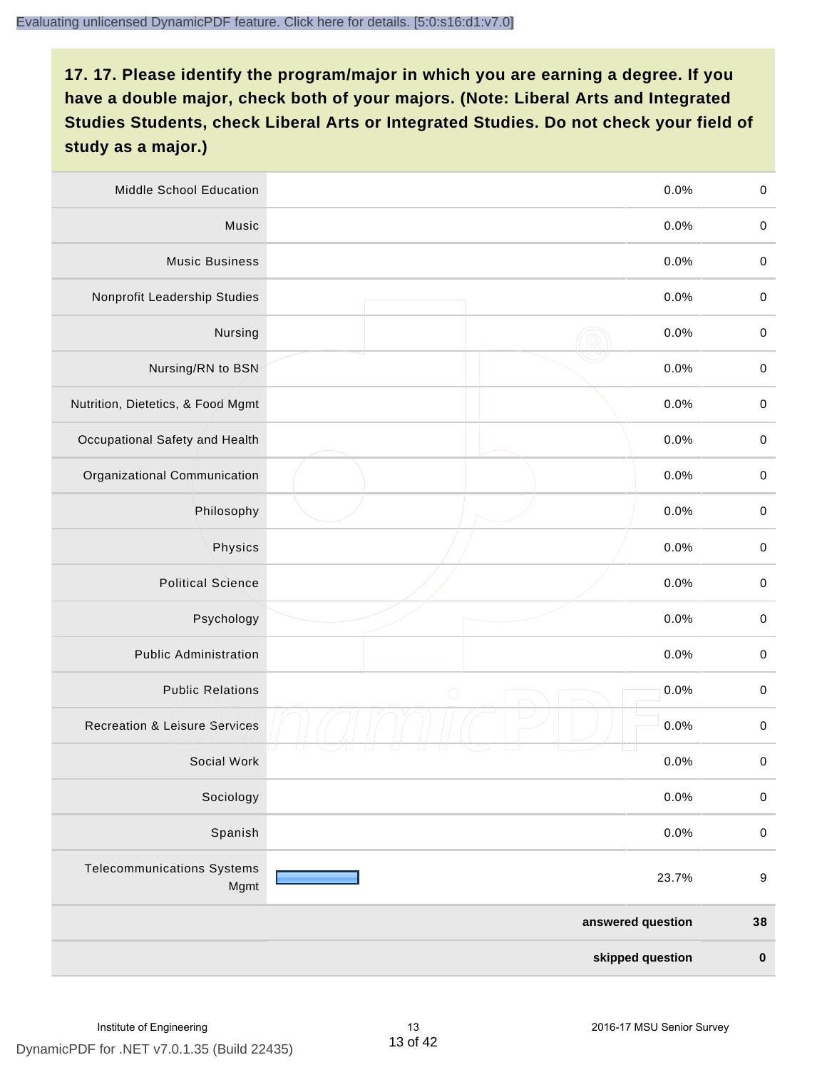## 17. 17. Please identify the program/major in which you are earning a degree. If you have a double major, check both of your majors. (Note: Liberal Arts and Integrated Studies Students, check Liberal Arts or Integrated Studies. Do not check your field of study as a major.)

| | | |
|---|---|---|
| Middle School Education | 0.0% | 0 |
| Music | 0.0% | 0 |
| Music Business | 0.0% | 0 |
| Nonprofit Leadership Studies | 0.0% | 0 |
| Nursing | 0.0% | 0 |
| Nursing/RN to BSN | 0.0% | 0 |
| Nutrition, Dietetics, & Food Mgmt | 0.0% | 0 |
| Occupational Safety and Health | 0.0% | 0 |
| Organizational Communication | 0.0% | 0 |
| Philosophy | 0.0% | 0 |
| Physics | 0.0% | 0 |
| Political Science | 0.0% | 0 |
| Psychology | 0.0% | 0 |
| Public Administration | 0.0% | 0 |
| Public Relations | 0.0% | 0 |
| Recreation & Leisure Services | 0.0% | 0 |
| Social Work | 0.0% | 0 |
| Sociology | 0.0% | 0 |
| Spanish | 0.0% | 0 |
| Telecommunications Systems Mgmt | 23.7% | 9 |
| | **answered question** | **38** |
| | **skipped question** | **0** |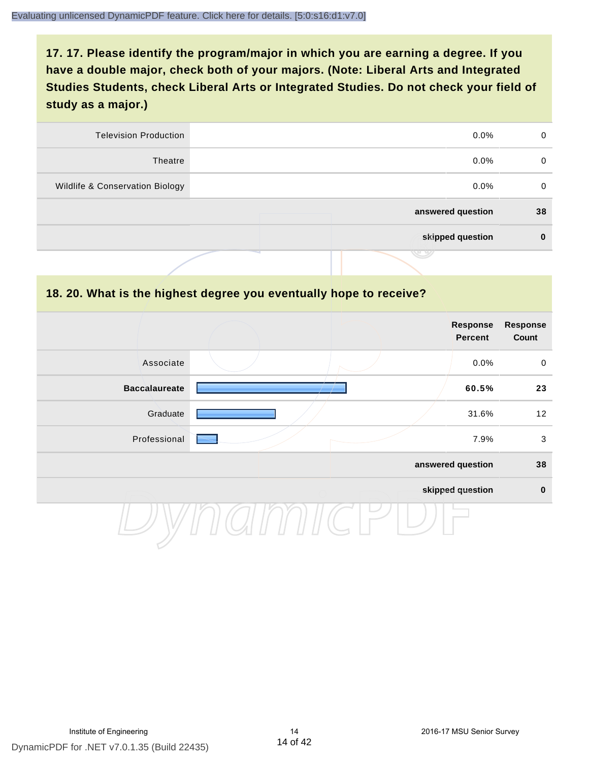## 17. 17. Please identify the program/major in which you are earning a degree. If you have a double major, check both of your majors. (Note: Liberal Arts and Integrated Studies Students, check Liberal Arts or Integrated Studies. Do not check your field of study as a major.)

| | | |
|---|---|---|
| Television Production | 0.0% | 0 |
| Theatre | 0.0% | 0 |
| Wildlife & Conservation Biology | 0.0% | 0 |
| | **answered question** | **38** |
| | **skipped question** | **0** |

## 18. 20. What is the highest degree you eventually hope to receive?

| | Response Percent | Response Count |
|---|---|---|
| Associate | 0.0% | 0 |
| **Baccalaureate** | **60.5%** | **23** |
| Graduate | 31.6% | 12 |
| Professional | 7.9% | 3 |
| | **answered question** | **38** |
| | **skipped question** | **0** |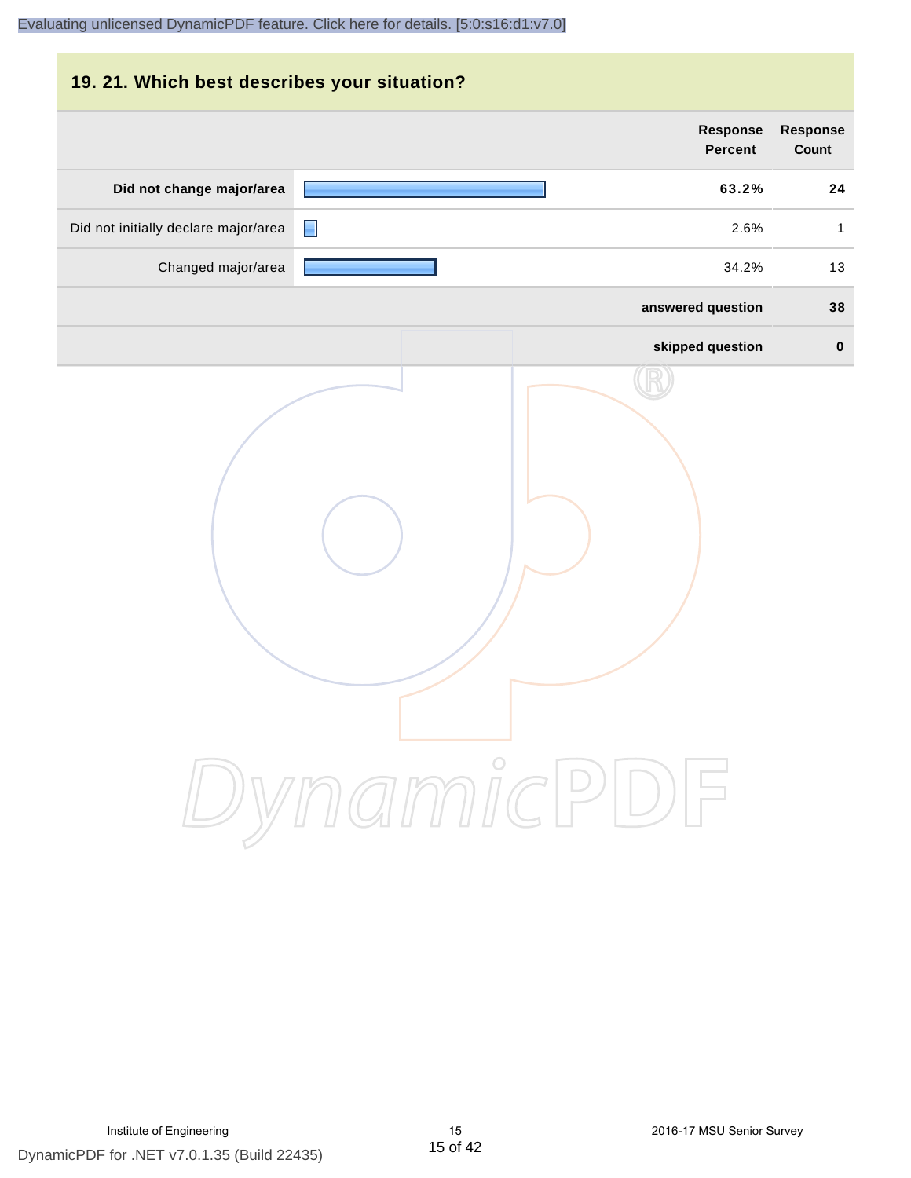## 19. 21. Which best describes your situation?

| | Response Percent | Response Count |
|---|---|---|
| **Did not change major/area** | **63.2%** | **24** |
| Did not initially declare major/area | 2.6% | 1 |
| Changed major/area | 34.2% | 13 |
| **answered question** | | **38** |
| **skipped question** | | **0** |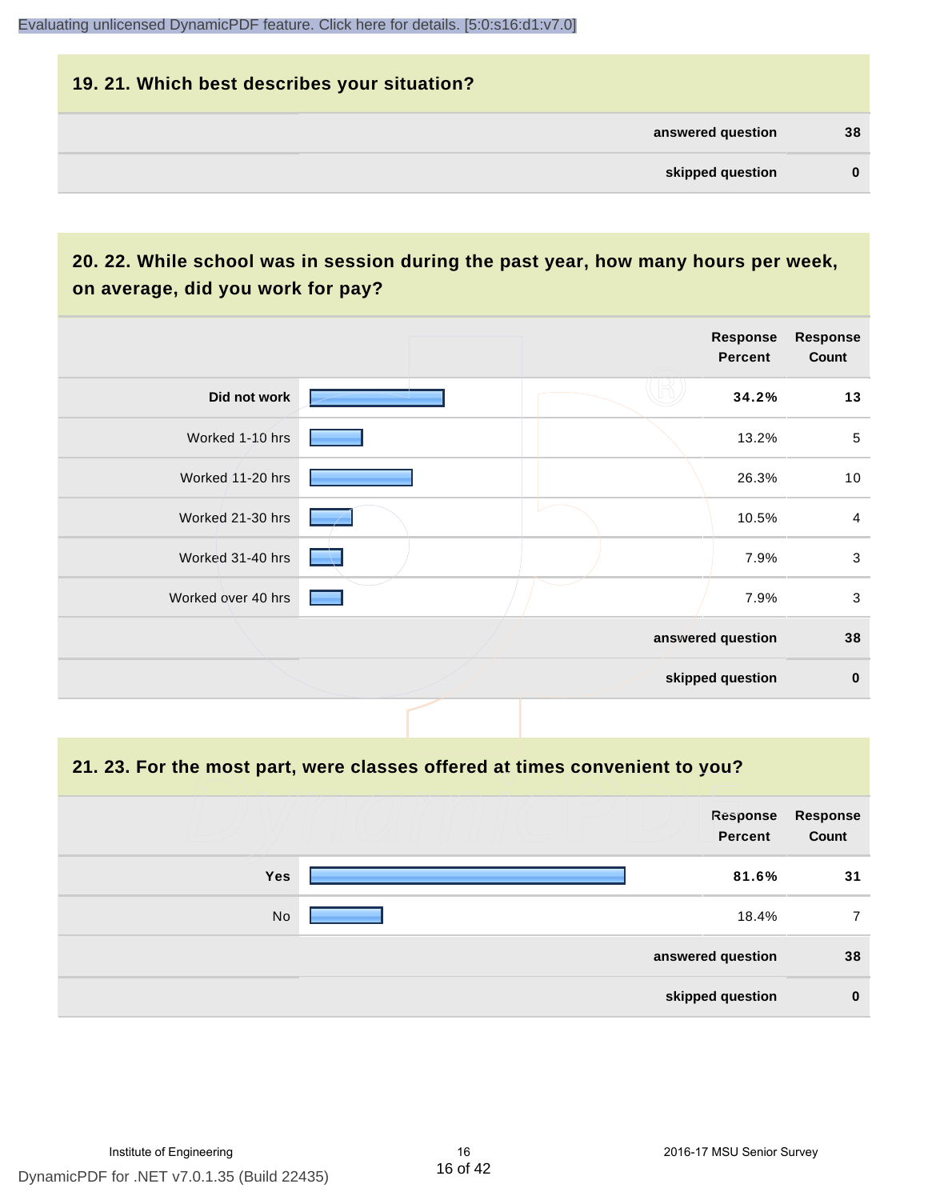## 19. 21. Which best describes your situation?

| | |
|---|---|
| answered question | 38 |
| skipped question | 0 |

## 20. 22. While school was in session during the past year, how many hours per week, on average, did you work for pay?

| | Response Percent | Response Count |
|---|---|---|
| **Did not work** | **34.2%** | **13** |
| Worked 1-10 hrs | 13.2% | 5 |
| Worked 11-20 hrs | 26.3% | 10 |
| Worked 21-30 hrs | 10.5% | 4 |
| Worked 31-40 hrs | 7.9% | 3 |
| Worked over 40 hrs | 7.9% | 3 |
| answered question | | 38 |
| skipped question | | 0 |

## 21. 23. For the most part, were classes offered at times convenient to you?

| | Response Percent | Response Count |
|---|---|---|
| **Yes** | **81.6%** | **31** |
| No | 18.4% | 7 |
| answered question | | 38 |
| skipped question | | 0 |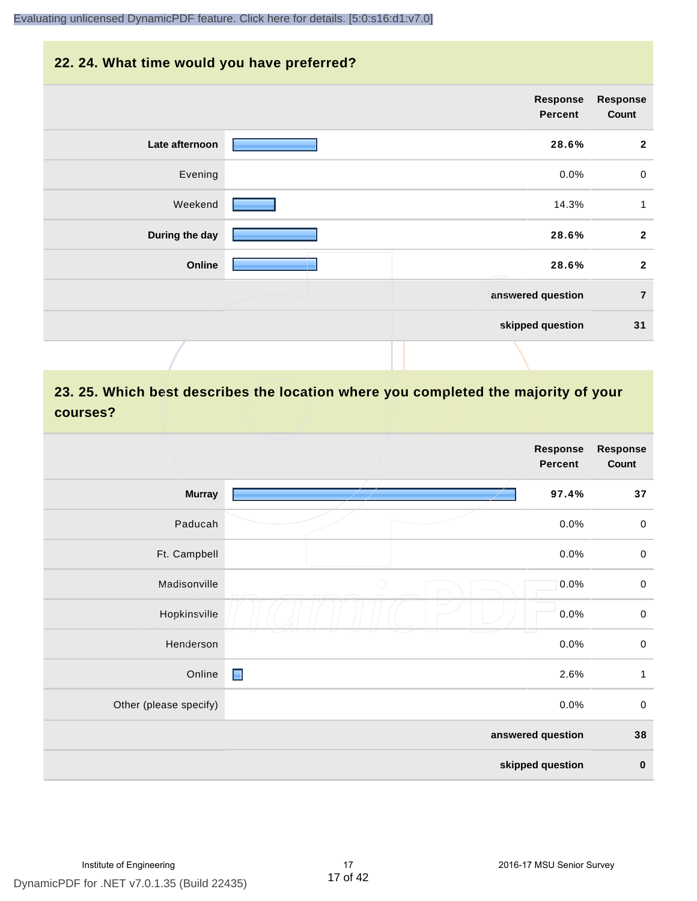## 22. 24. What time would you have preferred?

| | Response Percent | Response Count |
|---|---|---|
| **Late afternoon** | **28.6%** | **2** |
| Evening | 0.0% | 0 |
| Weekend | 14.3% | 1 |
| **During the day** | **28.6%** | **2** |
| **Online** | **28.6%** | **2** |
| | **answered question** | **7** |
| | **skipped question** | **31** |

## 23. 25. Which best describes the location where you completed the majority of your courses?

| | Response Percent | Response Count |
|---|---|---|
| **Murray** | **97.4%** | **37** |
| Paducah | 0.0% | 0 |
| Ft. Campbell | 0.0% | 0 |
| Madisonville | 0.0% | 0 |
| Hopkinsville | 0.0% | 0 |
| Henderson | 0.0% | 0 |
| Online | 2.6% | 1 |
| Other (please specify) | 0.0% | 0 |
| | **answered question** | **38** |
| | **skipped question** | **0** |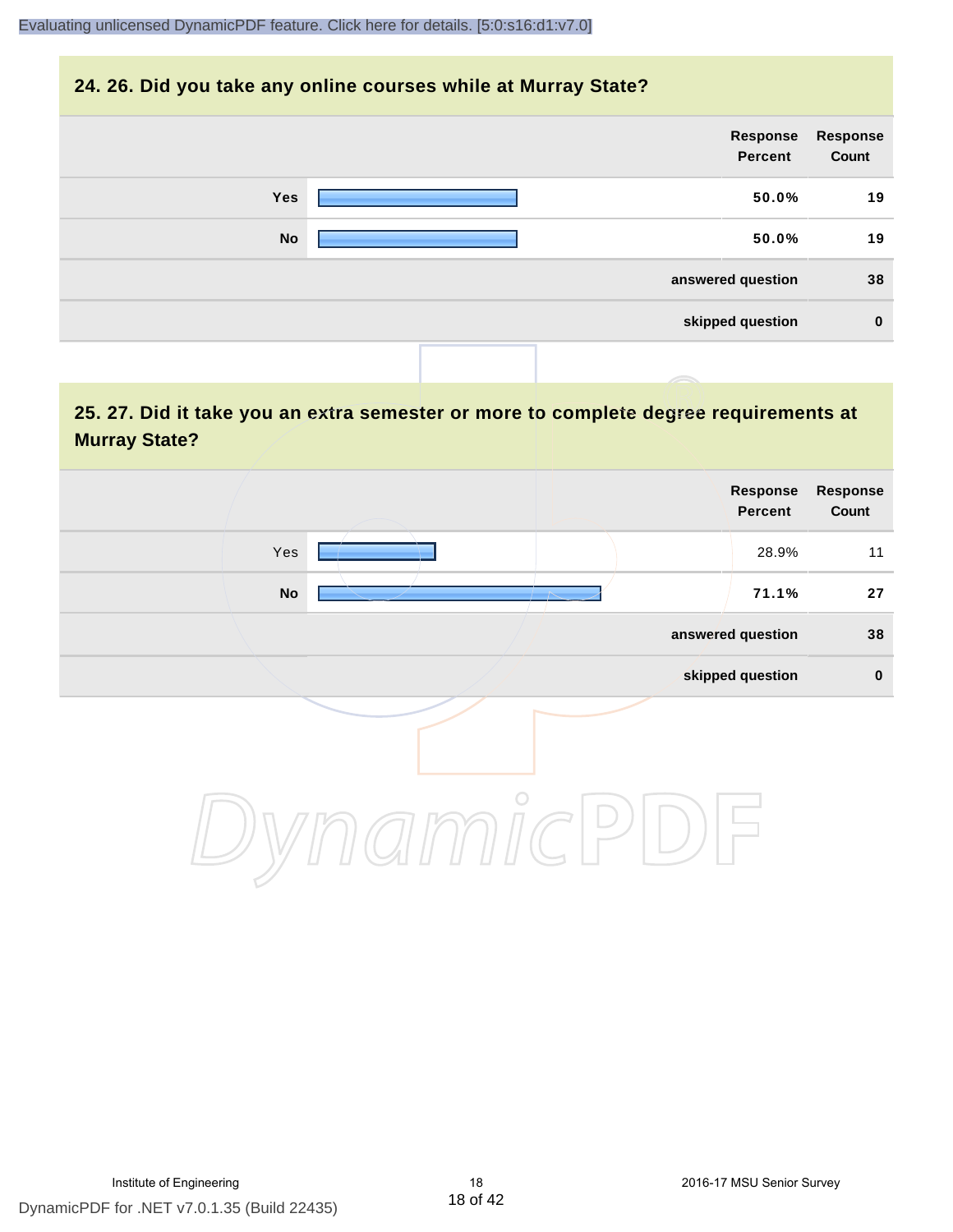## 24. 26. Did you take any online courses while at Murray State?

| | Response Percent | Response Count |
|---|---|---|
| Yes | 50.0% | 19 |
| No | 50.0% | 19 |
| answered question | | 38 |
| skipped question | | 0 |

## 25. 27. Did it take you an extra semester or more to complete degree requirements at Murray State?

| | Response Percent | Response Count |
|---|---|---|
| Yes | 28.9% | 11 |
| No | 71.1% | 27 |
| answered question | | 38 |
| skipped question | | 0 |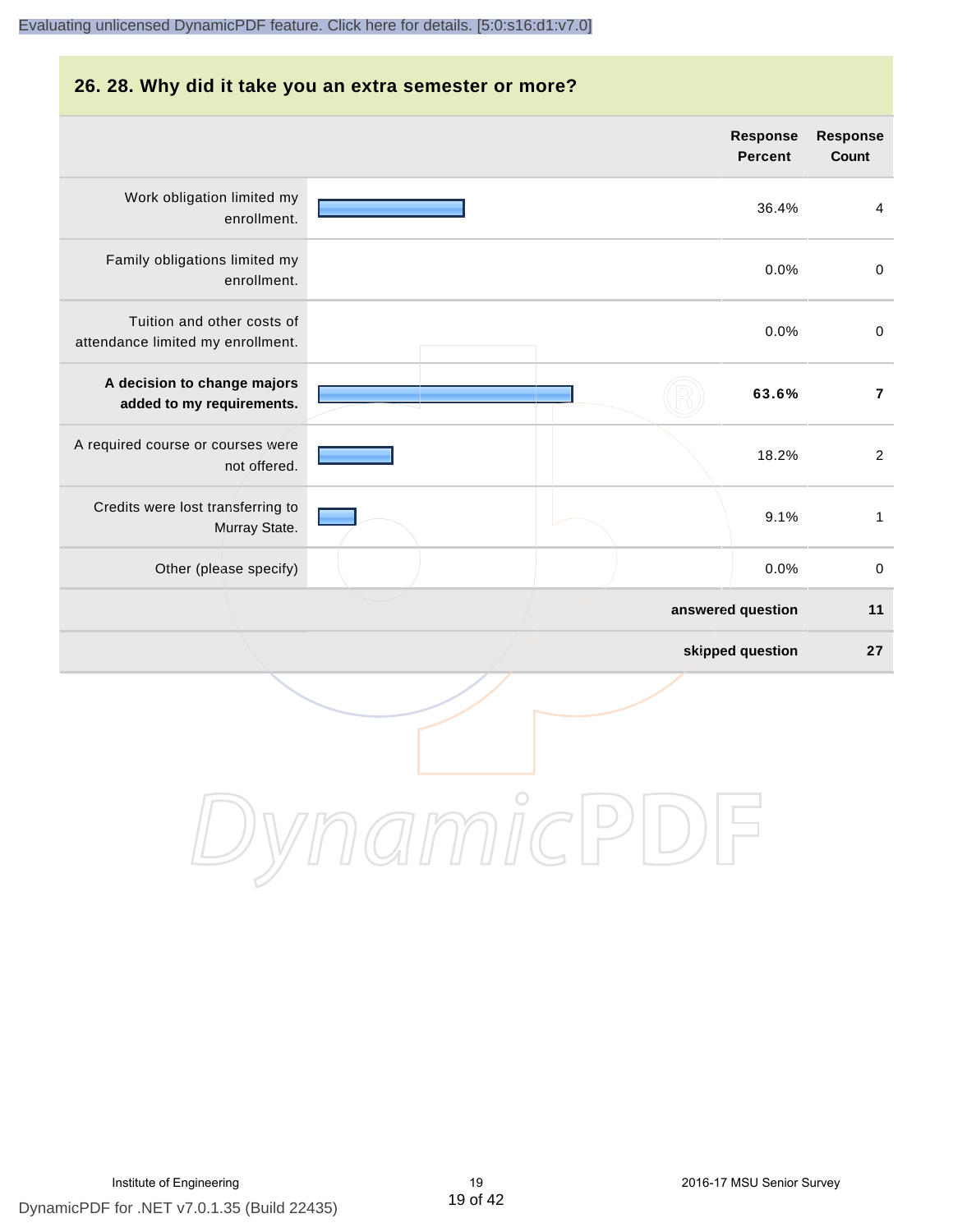## 26. 28. Why did it take you an extra semester or more?

| | Response Percent | Response Count |
|---|---|---|
| Work obligation limited my enrollment. | 36.4% | 4 |
| Family obligations limited my enrollment. | 0.0% | 0 |
| Tuition and other costs of attendance limited my enrollment. | 0.0% | 0 |
| **A decision to change majors added to my requirements.** | **63.6%** | **7** |
| A required course or courses were not offered. | 18.2% | 2 |
| Credits were lost transferring to Murray State. | 9.1% | 1 |
| Other (please specify) | 0.0% | 0 |
| | **answered question** | **11** |
| | **skipped question** | **27** |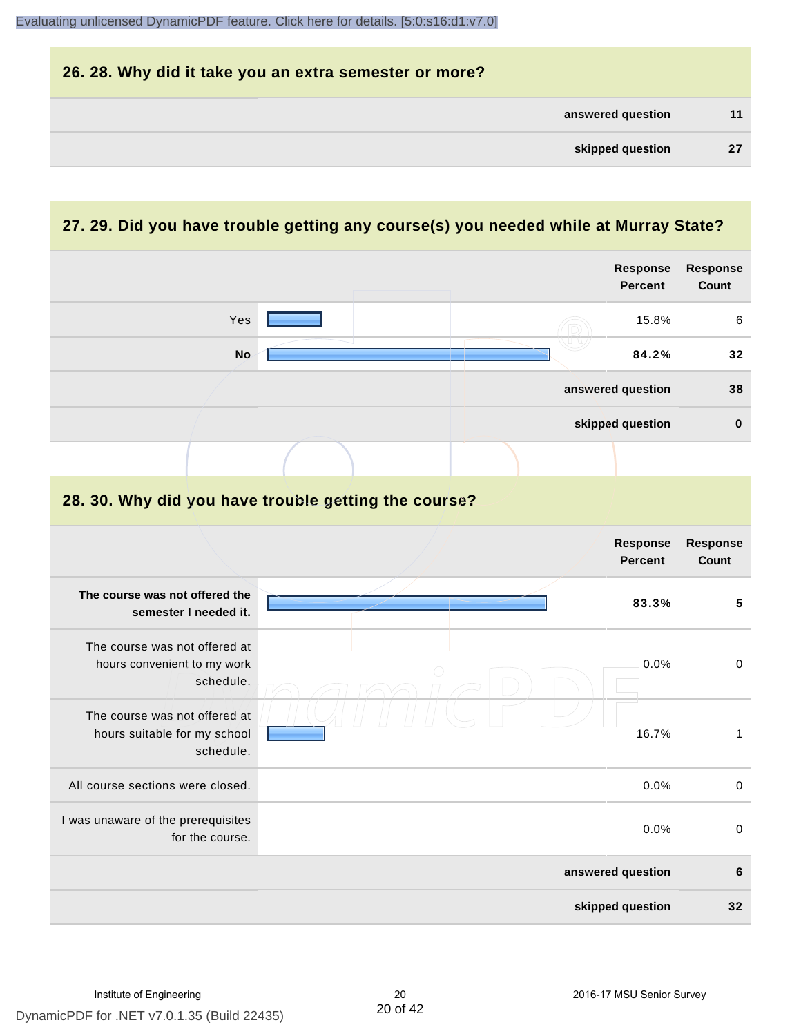## 26. 28. Why did it take you an extra semester or more?

| | |
|---|---|
| answered question | 11 |
| skipped question | 27 |

## 27. 29. Did you have trouble getting any course(s) you needed while at Murray State?

| | Response Percent | Response Count |
|---|---|---|
| Yes | 15.8% | 6 |
| **No** | **84.2%** | **32** |
| answered question | | 38 |
| skipped question | | 0 |

## 28. 30. Why did you have trouble getting the course?

| | Response Percent | Response Count |
|---|---|---|
| **The course was not offered the semester I needed it.** | **83.3%** | **5** |
| The course was not offered at hours convenient to my work schedule. | 0.0% | 0 |
| The course was not offered at hours suitable for my school schedule. | 16.7% | 1 |
| All course sections were closed. | 0.0% | 0 |
| I was unaware of the prerequisites for the course. | 0.0% | 0 |
| answered question | | 6 |
| skipped question | | 32 |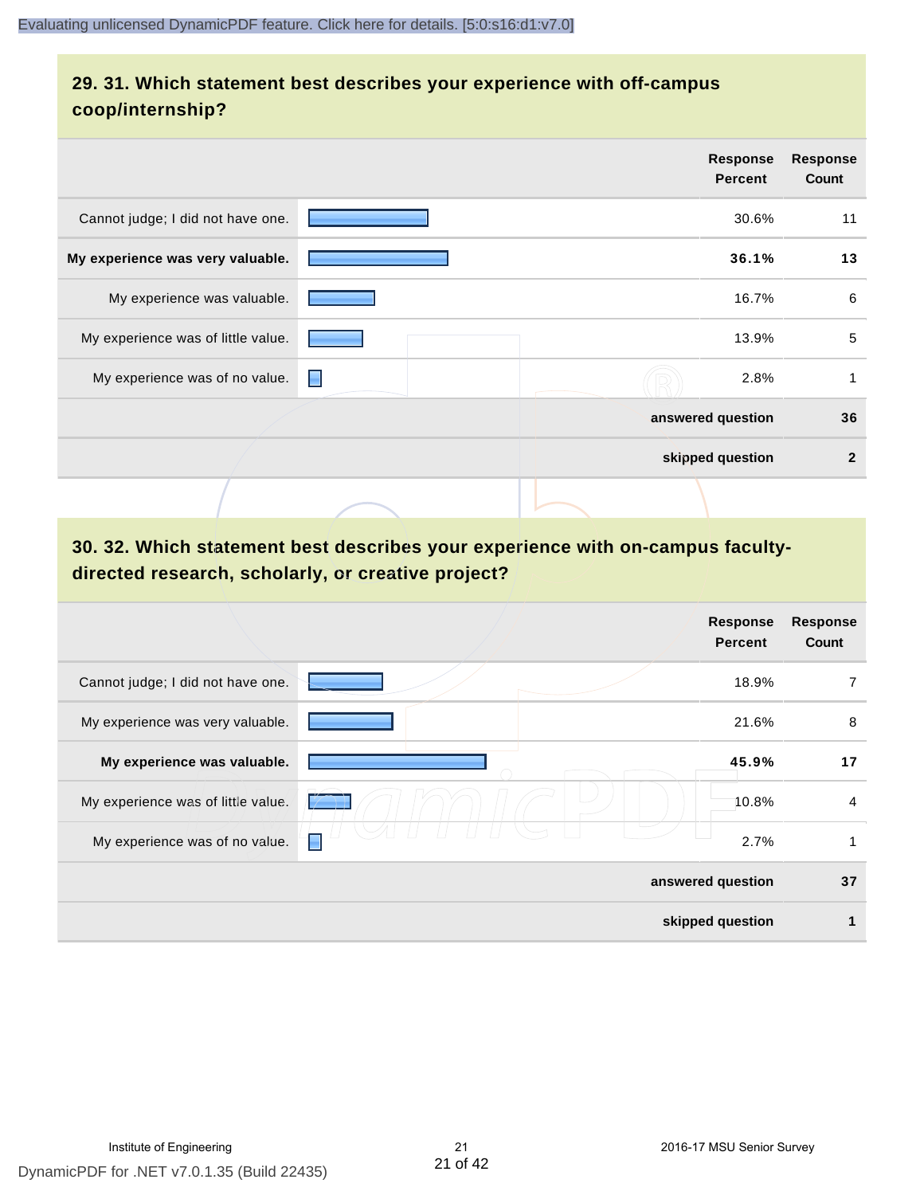## 29. 31. Which statement best describes your experience with off-campus coop/internship?

| | Response Percent | Response Count |
|---|---|---|
| Cannot judge; I did not have one. | 30.6% | 11 |
| **My experience was very valuable.** | **36.1%** | **13** |
| My experience was valuable. | 16.7% | 6 |
| My experience was of little value. | 13.9% | 5 |
| My experience was of no value. | 2.8% | 1 |
| **answered question** | | **36** |
| **skipped question** | | **2** |

## 30. 32. Which statement best describes your experience with on-campus faculty-directed research, scholarly, or creative project?

| | Response Percent | Response Count |
|---|---|---|
| Cannot judge; I did not have one. | 18.9% | 7 |
| My experience was very valuable. | 21.6% | 8 |
| **My experience was valuable.** | **45.9%** | **17** |
| My experience was of little value. | 10.8% | 4 |
| My experience was of no value. | 2.7% | 1 |
| **answered question** | | **37** |
| **skipped question** | | **1** |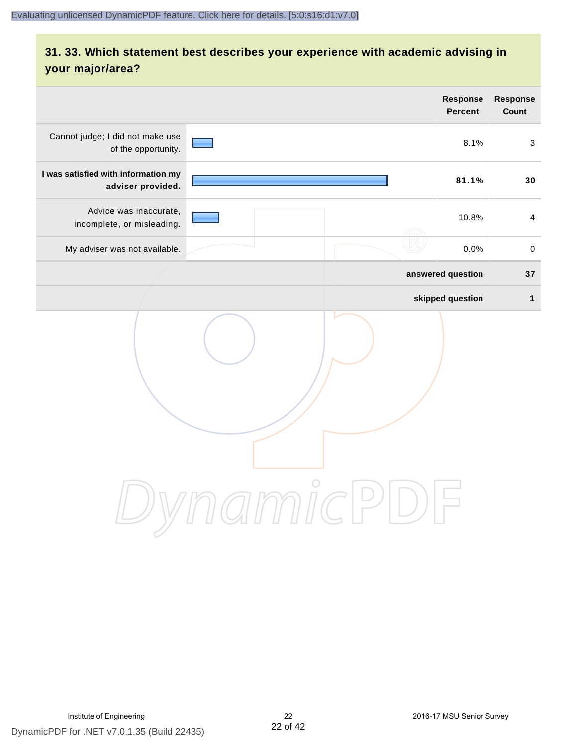### 31. 33. Which statement best describes your experience with academic advising in your major/area?

| | Response Percent | Response Count |
|---|---|---|
| Cannot judge; I did not make use of the opportunity. | 8.1% | 3 |
| **I was satisfied with information my adviser provided.** | **81.1%** | **30** |
| Advice was inaccurate, incomplete, or misleading. | 10.8% | 4 |
| My adviser was not available. | 0.0% | 0 |
| | **answered question** | **37** |
| | **skipped question** | **1** |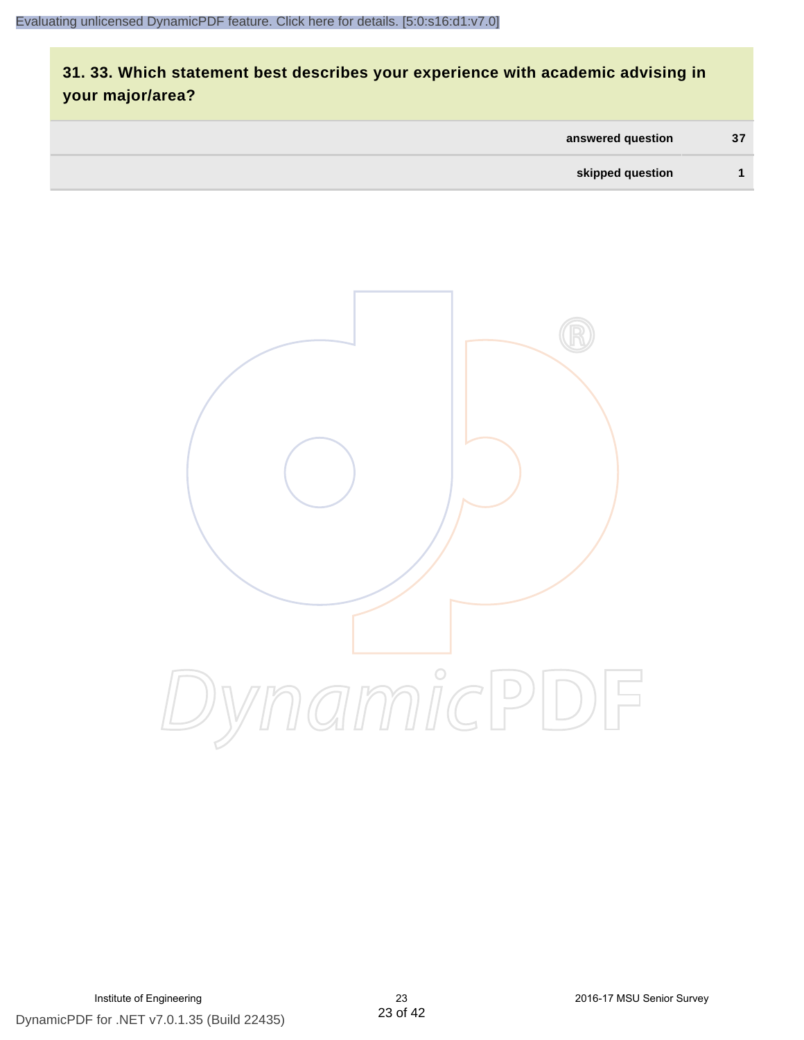### 31. 33. Which statement best describes your experience with academic advising in your major/area?

| | |
|---|---|
| answered question | 37 |
| skipped question | 1 |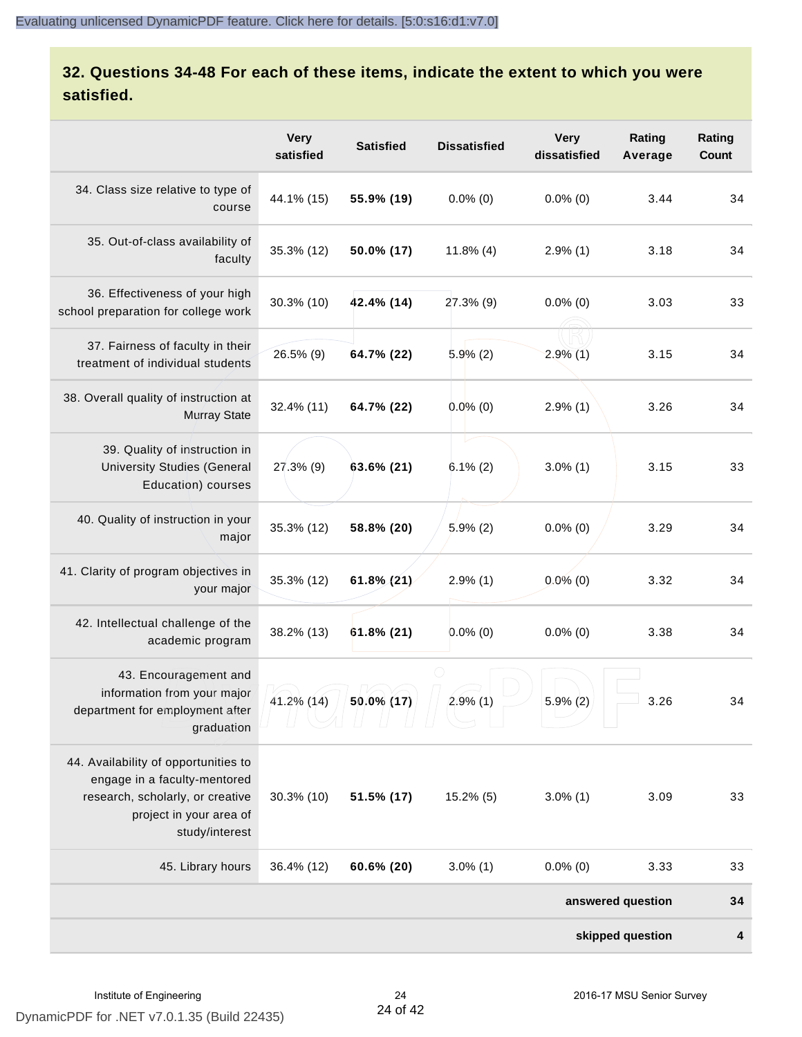## 32. Questions 34-48 For each of these items, indicate the extent to which you were satisfied.

| | Very satisfied | Satisfied | Dissatisfied | Very dissatisfied | Rating Average | Rating Count |
|---|---|---|---|---|---|---|
| 34. Class size relative to type of course | 44.1% (15) | **55.9% (19)** | 0.0% (0) | 0.0% (0) | 3.44 | 34 |
| 35. Out-of-class availability of faculty | 35.3% (12) | **50.0% (17)** | 11.8% (4) | 2.9% (1) | 3.18 | 34 |
| 36. Effectiveness of your high school preparation for college work | 30.3% (10) | **42.4% (14)** | 27.3% (9) | 0.0% (0) | 3.03 | 33 |
| 37. Fairness of faculty in their treatment of individual students | 26.5% (9) | **64.7% (22)** | 5.9% (2) | 2.9% (1) | 3.15 | 34 |
| 38. Overall quality of instruction at Murray State | 32.4% (11) | **64.7% (22)** | 0.0% (0) | 2.9% (1) | 3.26 | 34 |
| 39. Quality of instruction in University Studies (General Education) courses | 27.3% (9) | **63.6% (21)** | 6.1% (2) | 3.0% (1) | 3.15 | 33 |
| 40. Quality of instruction in your major | 35.3% (12) | **58.8% (20)** | 5.9% (2) | 0.0% (0) | 3.29 | 34 |
| 41. Clarity of program objectives in your major | 35.3% (12) | **61.8% (21)** | 2.9% (1) | 0.0% (0) | 3.32 | 34 |
| 42. Intellectual challenge of the academic program | 38.2% (13) | **61.8% (21)** | 0.0% (0) | 0.0% (0) | 3.38 | 34 |
| 43. Encouragement and information from your major department for employment after graduation | 41.2% (14) | **50.0% (17)** | 2.9% (1) | 5.9% (2) | 3.26 | 34 |
| 44. Availability of opportunities to engage in a faculty-mentored research, scholarly, or creative project in your area of study/interest | 30.3% (10) | **51.5% (17)** | 15.2% (5) | 3.0% (1) | 3.09 | 33 |
| 45. Library hours | 36.4% (12) | **60.6% (20)** | 3.0% (1) | 0.0% (0) | 3.33 | 33 |
| | | | | | **answered question** | **34** |
| | | | | | **skipped question** | **4** |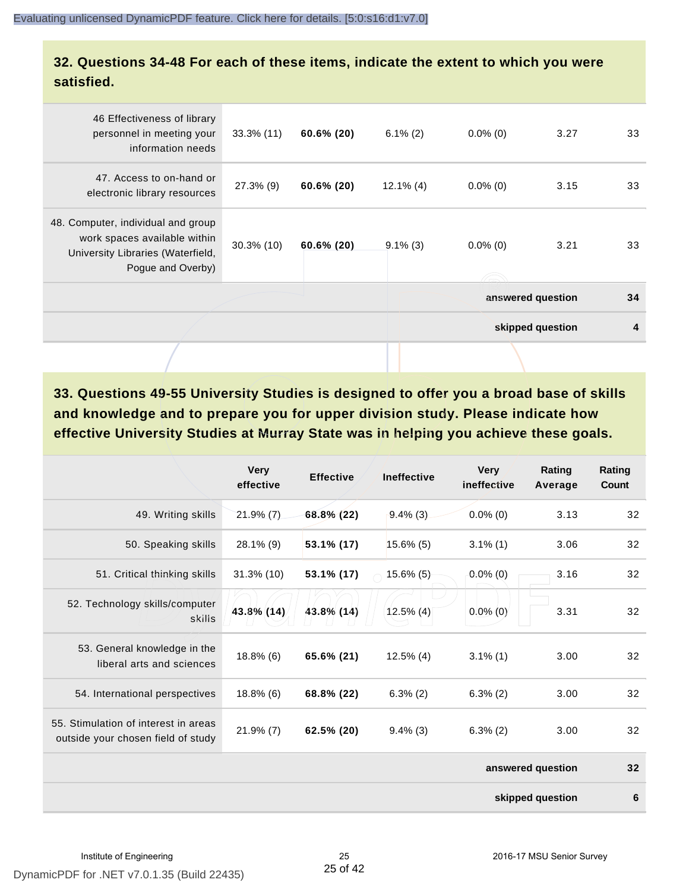## 32. Questions 34-48 For each of these items, indicate the extent to which you were satisfied.

| | | | | | | |
|---|---|---|---|---|---|---|
| 46 Effectiveness of library personnel in meeting your information needs | 33.3% (11) | **60.6% (20)** | 6.1% (2) | 0.0% (0) | 3.27 | 33 |
| 47. Access to on-hand or electronic library resources | 27.3% (9) | **60.6% (20)** | 12.1% (4) | 0.0% (0) | 3.15 | 33 |
| 48. Computer, individual and group work spaces available within University Libraries (Waterfield, Pogue and Overby) | 30.3% (10) | **60.6% (20)** | 9.1% (3) | 0.0% (0) | 3.21 | 33 |
| | | | | | **answered question** | **34** |
| | | | | | **skipped question** | **4** |

## 33. Questions 49-55 University Studies is designed to offer you a broad base of skills and knowledge and to prepare you for upper division study. Please indicate how effective University Studies at Murray State was in helping you achieve these goals.

| | Very effective | Effective | Ineffective | Very ineffective | Rating Average | Rating Count |
|---|---|---|---|---|---|---|
| 49. Writing skills | 21.9% (7) | **68.8% (22)** | 9.4% (3) | 0.0% (0) | 3.13 | 32 |
| 50. Speaking skills | 28.1% (9) | **53.1% (17)** | 15.6% (5) | 3.1% (1) | 3.06 | 32 |
| 51. Critical thinking skills | 31.3% (10) | **53.1% (17)** | 15.6% (5) | 0.0% (0) | 3.16 | 32 |
| 52. Technology skills/computer skills | **43.8% (14)** | **43.8% (14)** | 12.5% (4) | 0.0% (0) | 3.31 | 32 |
| 53. General knowledge in the liberal arts and sciences | 18.8% (6) | **65.6% (21)** | 12.5% (4) | 3.1% (1) | 3.00 | 32 |
| 54. International perspectives | 18.8% (6) | **68.8% (22)** | 6.3% (2) | 6.3% (2) | 3.00 | 32 |
| 55. Stimulation of interest in areas outside your chosen field of study | 21.9% (7) | **62.5% (20)** | 9.4% (3) | 6.3% (2) | 3.00 | 32 |
| | | | | | **answered question** | **32** |
| | | | | | **skipped question** | **6** |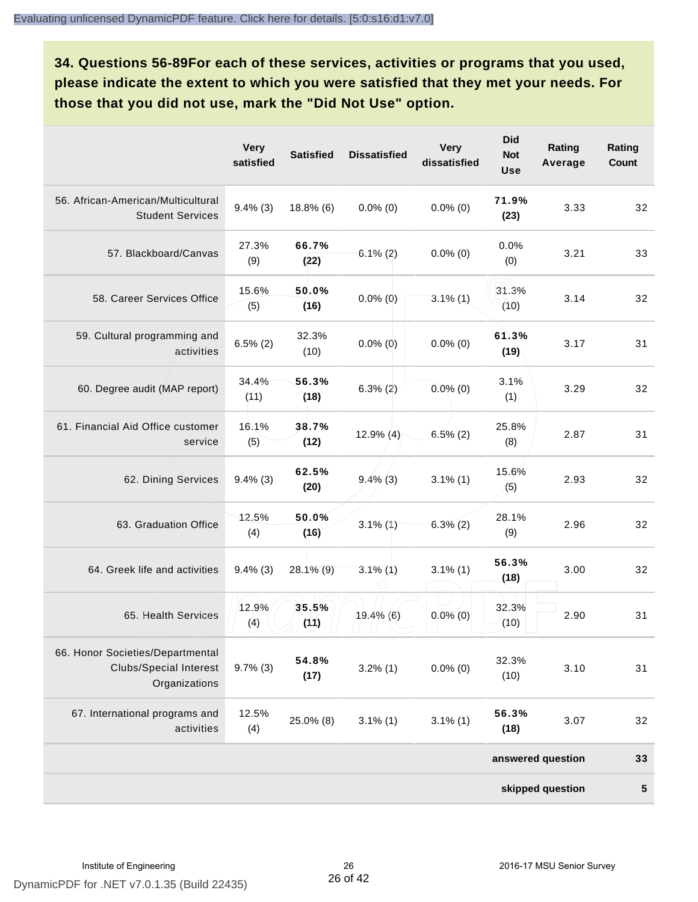**34. Questions 56-89For each of these services, activities or programs that you used, please indicate the extent to which you were satisfied that they met your needs. For those that you did not use, mark the "Did Not Use" option.**

| | Very satisfied | Satisfied | Dissatisfied | Very dissatisfied | Did Not Use | Rating Average | Rating Count |
|---|---|---|---|---|---|---|---|
| 56. African-American/Multicultural Student Services | 9.4% (3) | 18.8% (6) | 0.0% (0) | 0.0% (0) | **71.9% (23)** | 3.33 | 32 |
| 57. Blackboard/Canvas | 27.3% (9) | **66.7% (22)** | 6.1% (2) | 0.0% (0) | 0.0% (0) | 3.21 | 33 |
| 58. Career Services Office | 15.6% (5) | **50.0% (16)** | 0.0% (0) | 3.1% (1) | 31.3% (10) | 3.14 | 32 |
| 59. Cultural programming and activities | 6.5% (2) | 32.3% (10) | 0.0% (0) | 0.0% (0) | **61.3% (19)** | 3.17 | 31 |
| 60. Degree audit (MAP report) | 34.4% (11) | **56.3% (18)** | 6.3% (2) | 0.0% (0) | 3.1% (1) | 3.29 | 32 |
| 61. Financial Aid Office customer service | 16.1% (5) | **38.7% (12)** | 12.9% (4) | 6.5% (2) | 25.8% (8) | 2.87 | 31 |
| 62. Dining Services | 9.4% (3) | **62.5% (20)** | 9.4% (3) | 3.1% (1) | 15.6% (5) | 2.93 | 32 |
| 63. Graduation Office | 12.5% (4) | **50.0% (16)** | 3.1% (1) | 6.3% (2) | 28.1% (9) | 2.96 | 32 |
| 64. Greek life and activities | 9.4% (3) | 28.1% (9) | 3.1% (1) | 3.1% (1) | **56.3% (18)** | 3.00 | 32 |
| 65. Health Services | 12.9% (4) | **35.5% (11)** | 19.4% (6) | 0.0% (0) | 32.3% (10) | 2.90 | 31 |
| 66. Honor Societies/Departmental Clubs/Special Interest Organizations | 9.7% (3) | **54.8% (17)** | 3.2% (1) | 0.0% (0) | 32.3% (10) | 3.10 | 31 |
| 67. International programs and activities | 12.5% (4) | 25.0% (8) | 3.1% (1) | 3.1% (1) | **56.3% (18)** | 3.07 | 32 |
| | | | | | | **answered question** | **33** |
| | | | | | | **skipped question** | **5** |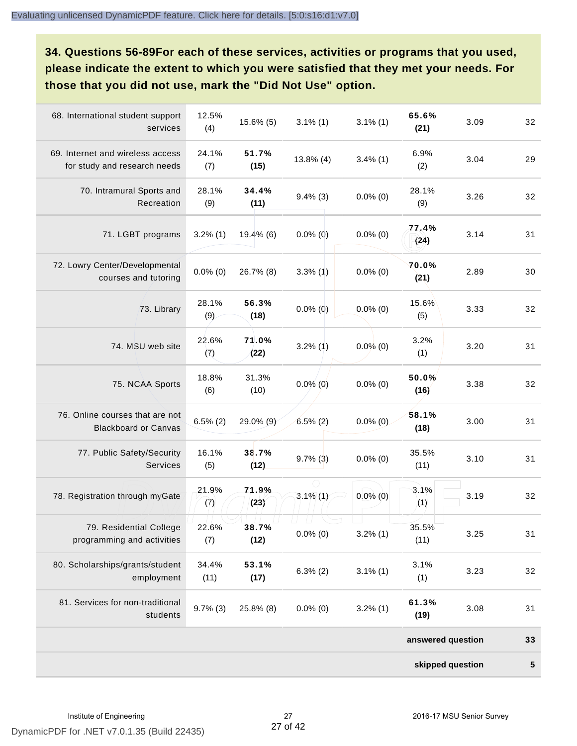**34. Questions 56-89For each of these services, activities or programs that you used, please indicate the extent to which you were satisfied that they met your needs. For those that you did not use, mark the "Did Not Use" option.**

| | | | | | | | |
|---|---|---|---|---|---|---|---|
| 68. International student support services | 12.5% (4) | 15.6% (5) | 3.1% (1) | 3.1% (1) | **65.6% (21)** | 3.09 | 32 |
| 69. Internet and wireless access for study and research needs | 24.1% (7) | **51.7% (15)** | 13.8% (4) | 3.4% (1) | 6.9% (2) | 3.04 | 29 |
| 70. Intramural Sports and Recreation | 28.1% (9) | **34.4% (11)** | 9.4% (3) | 0.0% (0) | 28.1% (9) | 3.26 | 32 |
| 71. LGBT programs | 3.2% (1) | 19.4% (6) | 0.0% (0) | 0.0% (0) | **77.4% (24)** | 3.14 | 31 |
| 72. Lowry Center/Developmental courses and tutoring | 0.0% (0) | 26.7% (8) | 3.3% (1) | 0.0% (0) | **70.0% (21)** | 2.89 | 30 |
| 73. Library | 28.1% (9) | **56.3% (18)** | 0.0% (0) | 0.0% (0) | 15.6% (5) | 3.33 | 32 |
| 74. MSU web site | 22.6% (7) | **71.0% (22)** | 3.2% (1) | 0.0% (0) | 3.2% (1) | 3.20 | 31 |
| 75. NCAA Sports | 18.8% (6) | 31.3% (10) | 0.0% (0) | 0.0% (0) | **50.0% (16)** | 3.38 | 32 |
| 76. Online courses that are not Blackboard or Canvas | 6.5% (2) | 29.0% (9) | 6.5% (2) | 0.0% (0) | **58.1% (18)** | 3.00 | 31 |
| 77. Public Safety/Security Services | 16.1% (5) | **38.7% (12)** | 9.7% (3) | 0.0% (0) | 35.5% (11) | 3.10 | 31 |
| 78. Registration through myGate | 21.9% (7) | **71.9% (23)** | 3.1% (1) | 0.0% (0) | 3.1% (1) | 3.19 | 32 |
| 79. Residential College programming and activities | 22.6% (7) | **38.7% (12)** | 0.0% (0) | 3.2% (1) | 35.5% (11) | 3.25 | 31 |
| 80. Scholarships/grants/student employment | 34.4% (11) | **53.1% (17)** | 6.3% (2) | 3.1% (1) | 3.1% (1) | 3.23 | 32 |
| 81. Services for non-traditional students | 9.7% (3) | 25.8% (8) | 0.0% (0) | 3.2% (1) | **61.3% (19)** | 3.08 | 31 |
| | | | | | | **answered question** | **33** |
| | | | | | | **skipped question** | **5** |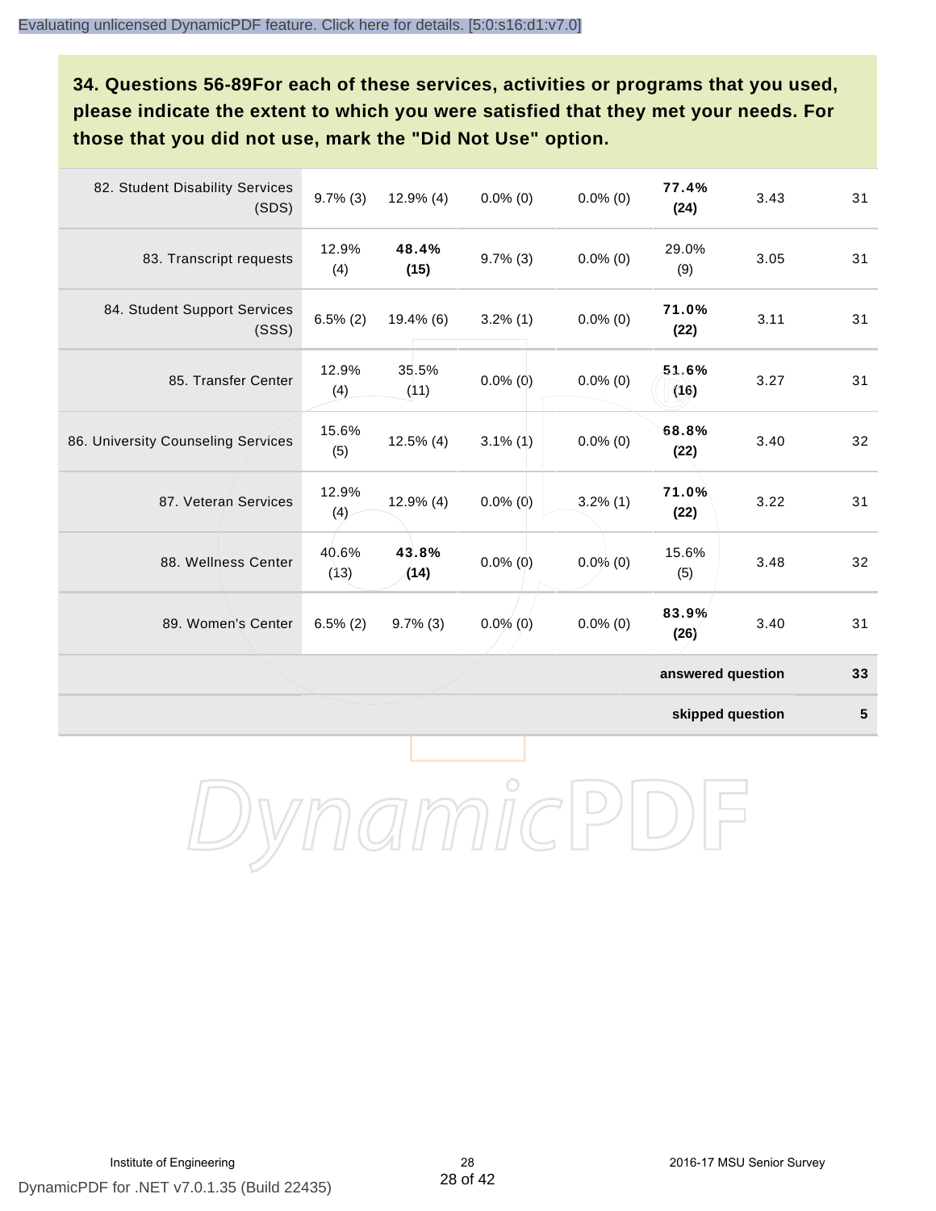**34. Questions 56-89For each of these services, activities or programs that you used, please indicate the extent to which you were satisfied that they met your needs. For those that you did not use, mark the "Did Not Use" option.**

| | | | | | | | |
|---|---|---|---|---|---|---|---|
| 82. Student Disability Services (SDS) | 9.7% (3) | 12.9% (4) | 0.0% (0) | 0.0% (0) | **77.4% (24)** | 3.43 | 31 |
| 83. Transcript requests | 12.9% (4) | **48.4% (15)** | 9.7% (3) | 0.0% (0) | 29.0% (9) | 3.05 | 31 |
| 84. Student Support Services (SSS) | 6.5% (2) | 19.4% (6) | 3.2% (1) | 0.0% (0) | **71.0% (22)** | 3.11 | 31 |
| 85. Transfer Center | 12.9% (4) | 35.5% (11) | 0.0% (0) | 0.0% (0) | **51.6% (16)** | 3.27 | 31 |
| 86. University Counseling Services | 15.6% (5) | 12.5% (4) | 3.1% (1) | 0.0% (0) | **68.8% (22)** | 3.40 | 32 |
| 87. Veteran Services | 12.9% (4) | 12.9% (4) | 0.0% (0) | 3.2% (1) | **71.0% (22)** | 3.22 | 31 |
| 88. Wellness Center | 40.6% (13) | **43.8% (14)** | 0.0% (0) | 0.0% (0) | 15.6% (5) | 3.48 | 32 |
| 89. Women's Center | 6.5% (2) | 9.7% (3) | 0.0% (0) | 0.0% (0) | **83.9% (26)** | 3.40 | 31 |
| | | | | | | **answered question** | **33** |
| | | | | | | **skipped question** | **5** |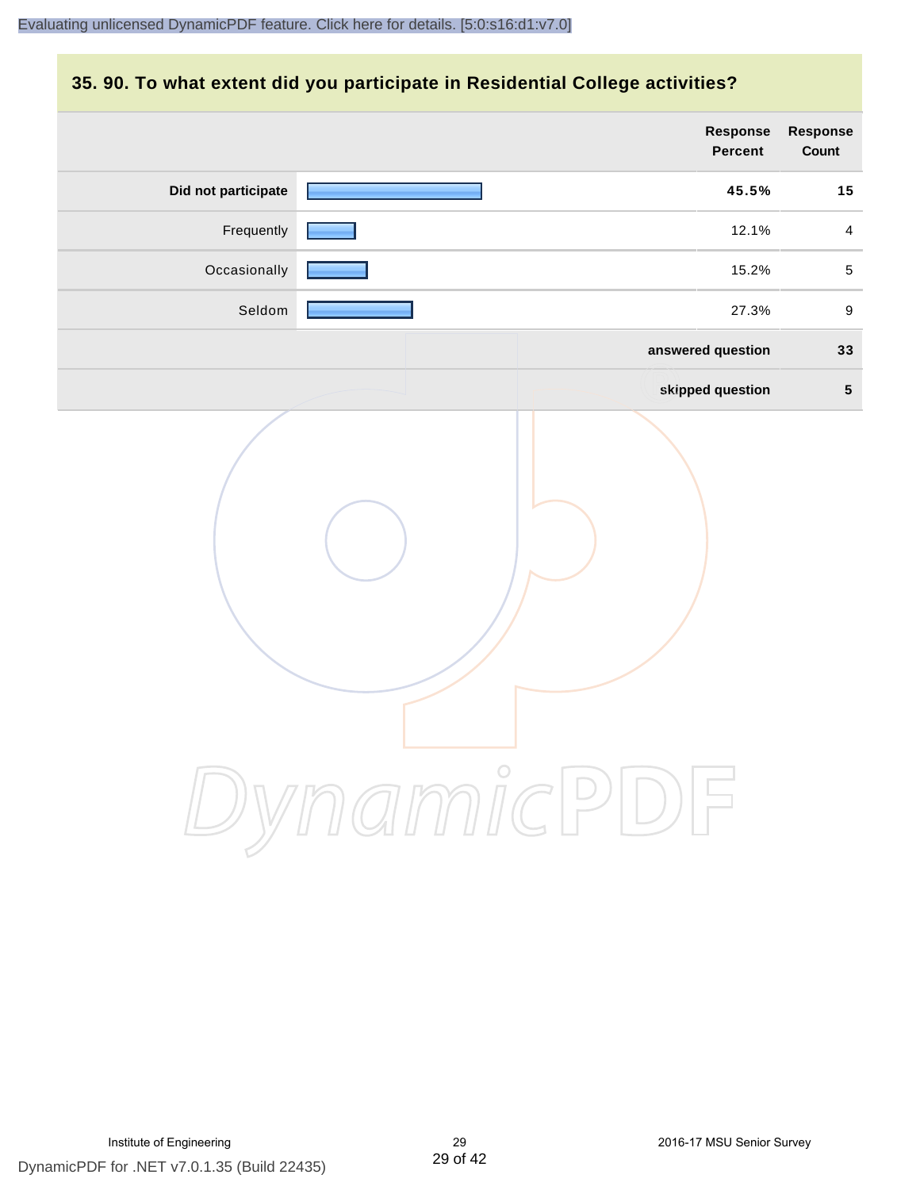## 35. 90. To what extent did you participate in Residential College activities?

| | Response Percent | Response Count |
|---|---|---|
| **Did not participate** | **45.5%** | **15** |
| Frequently | 12.1% | 4 |
| Occasionally | 15.2% | 5 |
| Seldom | 27.3% | 9 |
| | **answered question** | **33** |
| | **skipped question** | **5** |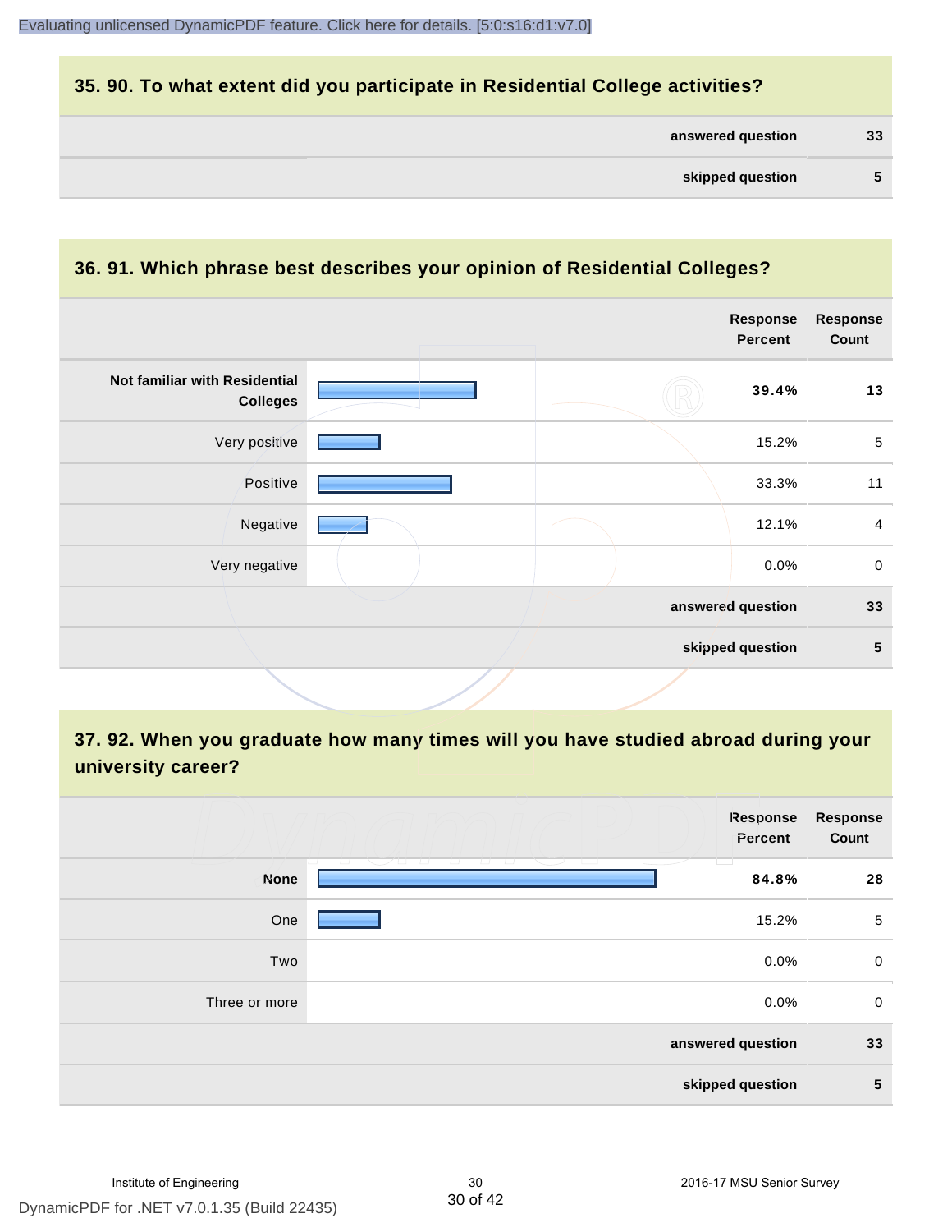## 35. 90. To what extent did you participate in Residential College activities?

| | |
|---|---|
| answered question | 33 |
| skipped question | 5 |

## 36. 91. Which phrase best describes your opinion of Residential Colleges?

| | Response Percent | Response Count |
|---|---|---|
| **Not familiar with Residential Colleges** | **39.4%** | **13** |
| Very positive | 15.2% | 5 |
| Positive | 33.3% | 11 |
| Negative | 12.1% | 4 |
| Very negative | 0.0% | 0 |
| answered question | | 33 |
| skipped question | | 5 |

## 37. 92. When you graduate how many times will you have studied abroad during your university career?

| | Response Percent | Response Count |
|---|---|---|
| **None** | **84.8%** | **28** |
| One | 15.2% | 5 |
| Two | 0.0% | 0 |
| Three or more | 0.0% | 0 |
| answered question | | 33 |
| skipped question | | 5 |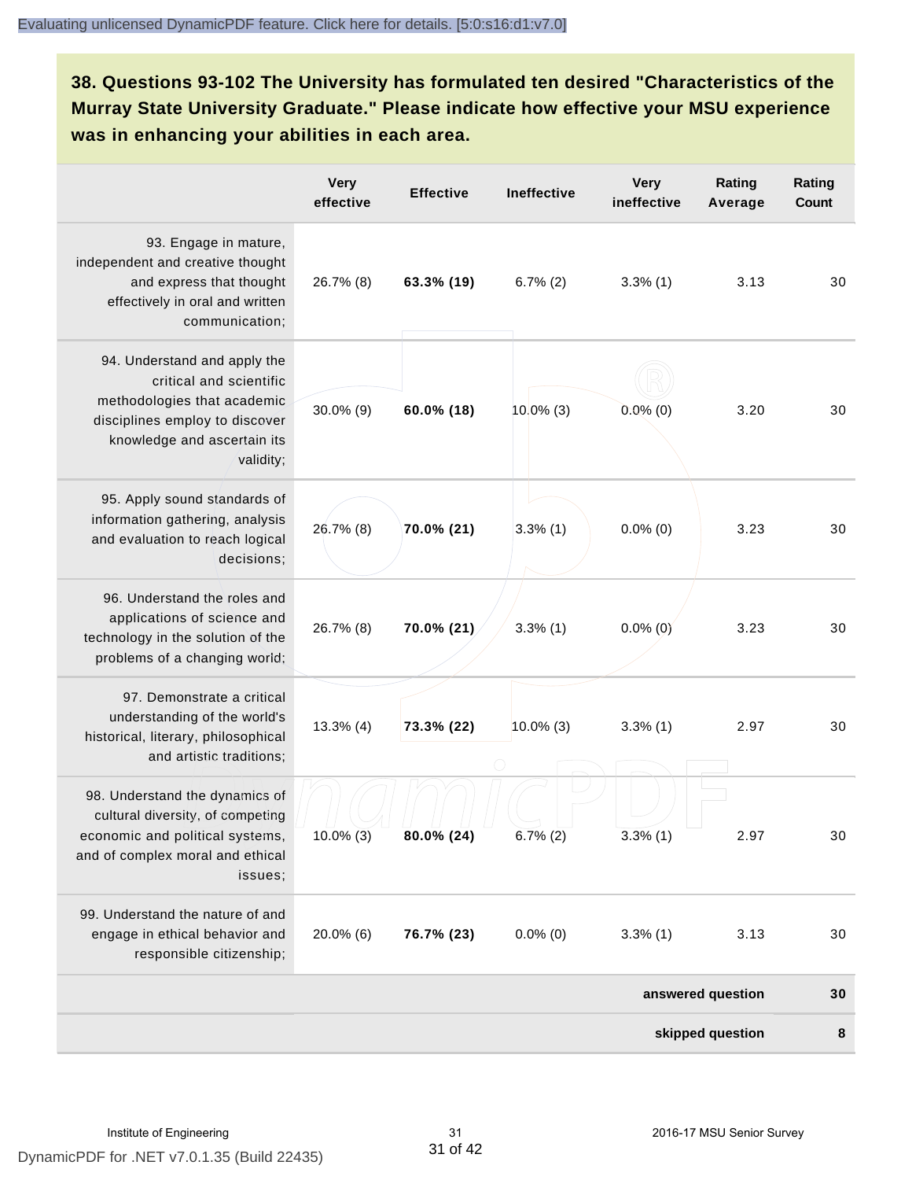## 38. Questions 93-102 The University has formulated ten desired "Characteristics of the Murray State University Graduate." Please indicate how effective your MSU experience was in enhancing your abilities in each area.

| | Very effective | Effective | Ineffective | Very ineffective | Rating Average | Rating Count |
|---|---|---|---|---|---|---|
| 93. Engage in mature, independent and creative thought and express that thought effectively in oral and written communication; | 26.7% (8) | **63.3% (19)** | 6.7% (2) | 3.3% (1) | 3.13 | 30 |
| 94. Understand and apply the critical and scientific methodologies that academic disciplines employ to discover knowledge and ascertain its validity; | 30.0% (9) | **60.0% (18)** | 10.0% (3) | 0.0% (0) | 3.20 | 30 |
| 95. Apply sound standards of information gathering, analysis and evaluation to reach logical decisions; | 26.7% (8) | **70.0% (21)** | 3.3% (1) | 0.0% (0) | 3.23 | 30 |
| 96. Understand the roles and applications of science and technology in the solution of the problems of a changing world; | 26.7% (8) | **70.0% (21)** | 3.3% (1) | 0.0% (0) | 3.23 | 30 |
| 97. Demonstrate a critical understanding of the world's historical, literary, philosophical and artistic traditions; | 13.3% (4) | **73.3% (22)** | 10.0% (3) | 3.3% (1) | 2.97 | 30 |
| 98. Understand the dynamics of cultural diversity, of competing economic and political systems, and of complex moral and ethical issues; | 10.0% (3) | **80.0% (24)** | 6.7% (2) | 3.3% (1) | 2.97 | 30 |
| 99. Understand the nature of and engage in ethical behavior and responsible citizenship; | 20.0% (6) | **76.7% (23)** | 0.0% (0) | 3.3% (1) | 3.13 | 30 |
| | | | | | **answered question** | **30** |
| | | | | | **skipped question** | **8** |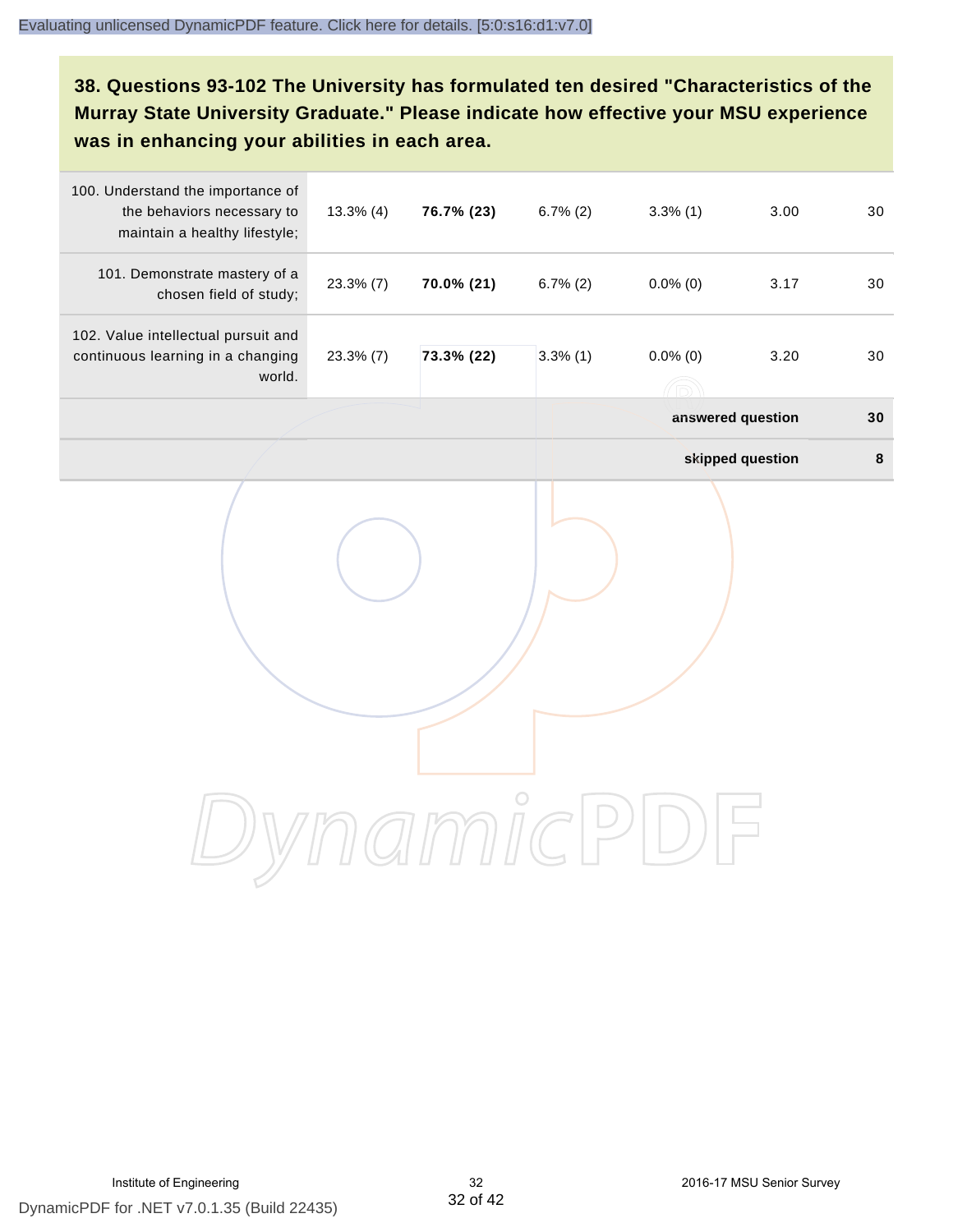**38. Questions 93-102 The University has formulated ten desired "Characteristics of the Murray State University Graduate." Please indicate how effective your MSU experience was in enhancing your abilities in each area.**

| | | | | | | |
|---|---|---|---|---|---|---|
| 100. Understand the importance of the behaviors necessary to maintain a healthy lifestyle; | 13.3% (4) | **76.7% (23)** | 6.7% (2) | 3.3% (1) | 3.00 | 30 |
| 101. Demonstrate mastery of a chosen field of study; | 23.3% (7) | **70.0% (21)** | 6.7% (2) | 0.0% (0) | 3.17 | 30 |
| 102. Value intellectual pursuit and continuous learning in a changing world. | 23.3% (7) | **73.3% (22)** | 3.3% (1) | 0.0% (0) | 3.20 | 30 |
| | | | | | **answered question** | **30** |
| | | | | | **skipped question** | **8** |

Institute of Engineering

2016-17 MSU Senior Survey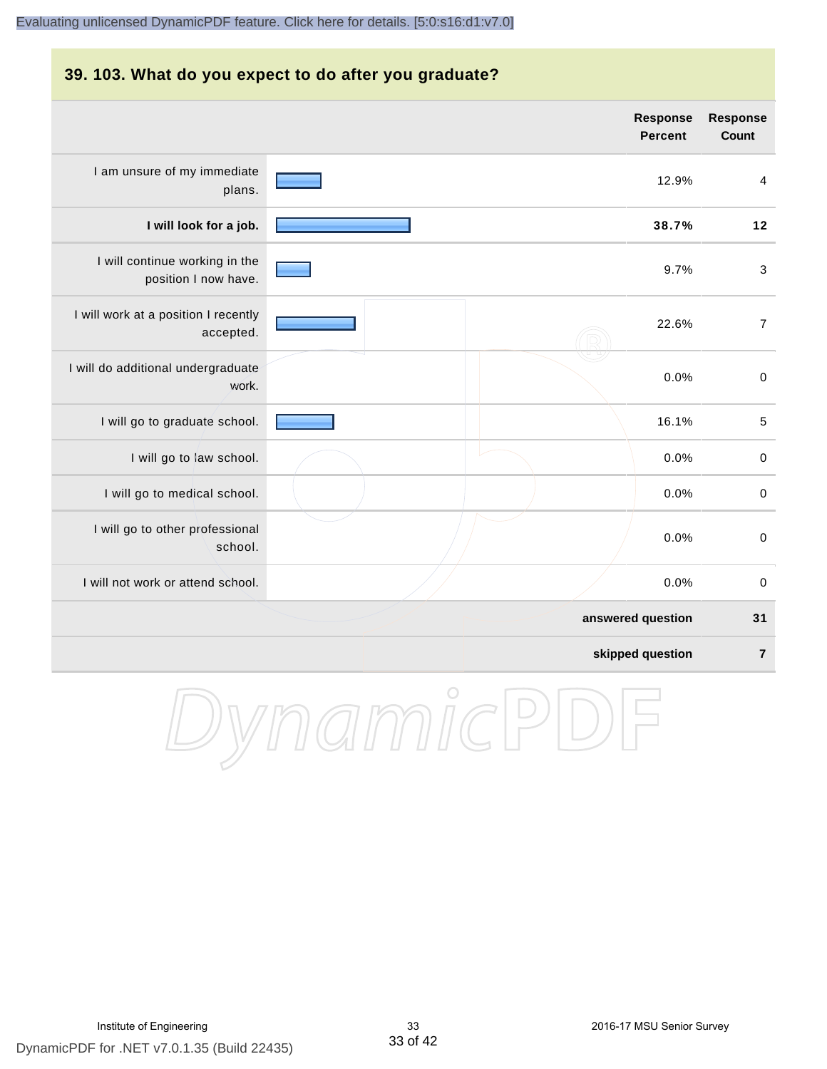## 39. 103. What do you expect to do after you graduate?

| | Response Percent | Response Count |
|---|---|---|
| I am unsure of my immediate plans. | 12.9% | 4 |
| **I will look for a job.** | **38.7%** | **12** |
| I will continue working in the position I now have. | 9.7% | 3 |
| I will work at a position I recently accepted. | 22.6% | 7 |
| I will do additional undergraduate work. | 0.0% | 0 |
| I will go to graduate school. | 16.1% | 5 |
| I will go to law school. | 0.0% | 0 |
| I will go to medical school. | 0.0% | 0 |
| I will go to other professional school. | 0.0% | 0 |
| I will not work or attend school. | 0.0% | 0 |
| **answered question** | | **31** |
| **skipped question** | | **7** |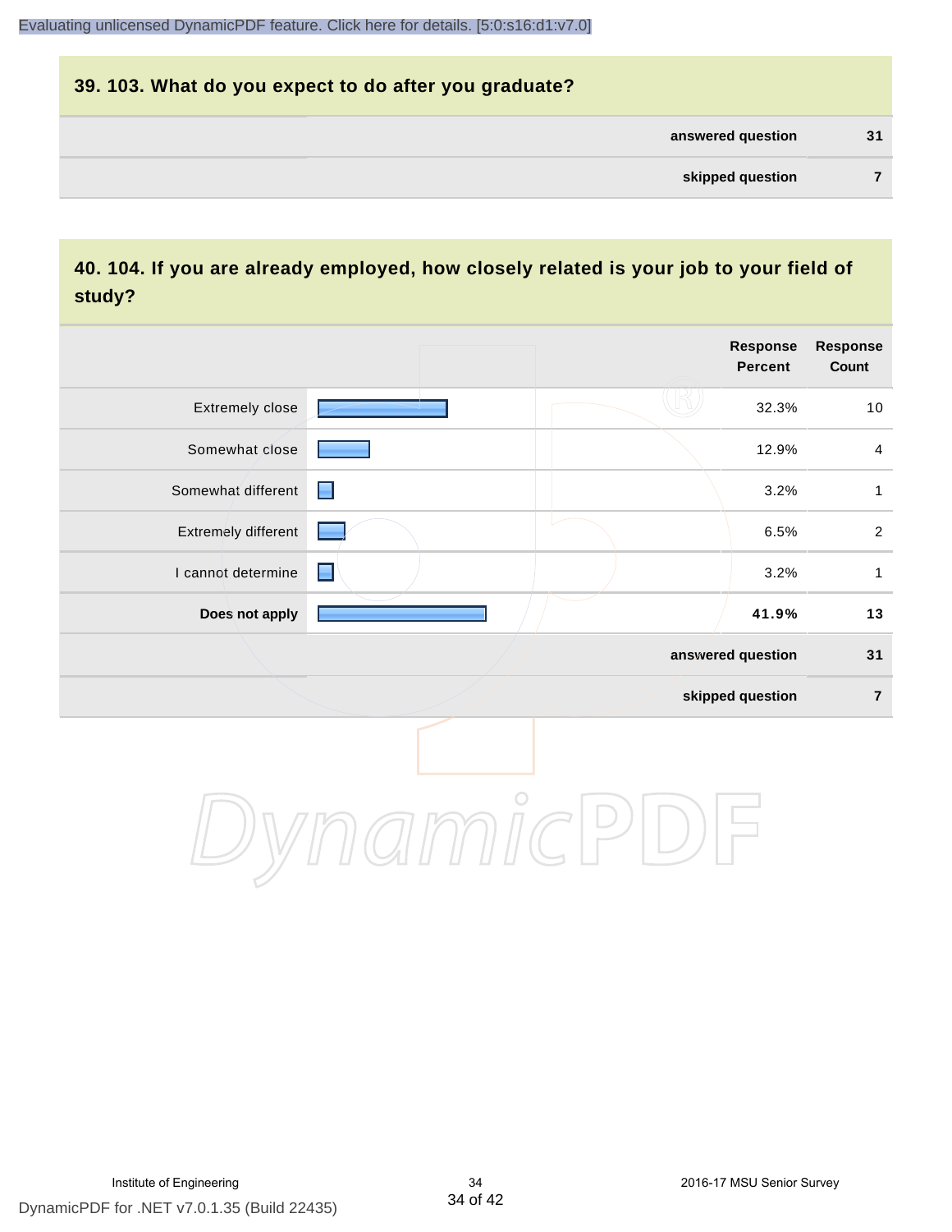## 39. 103. What do you expect to do after you graduate?

| | |
|---|---|
| answered question | 31 |
| skipped question | 7 |

## 40. 104. If you are already employed, how closely related is your job to your field of study?

| | Response Percent | Response Count |
|---|---|---|
| Extremely close | 32.3% | 10 |
| Somewhat close | 12.9% | 4 |
| Somewhat different | 3.2% | 1 |
| Extremely different | 6.5% | 2 |
| I cannot determine | 3.2% | 1 |
| **Does not apply** | **41.9%** | **13** |
| answered question | | 31 |
| skipped question | | 7 |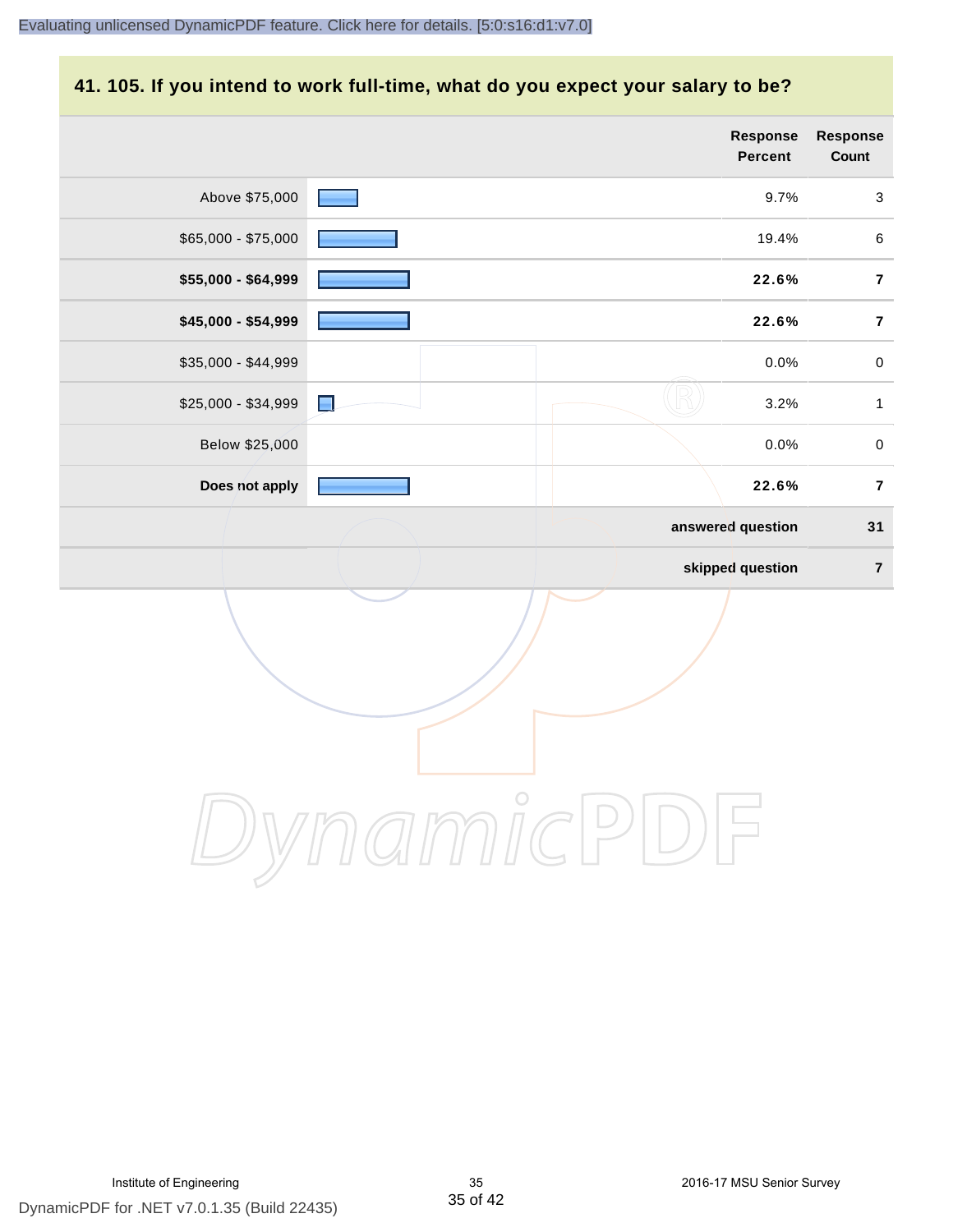## 41. 105. If you intend to work full-time, what do you expect your salary to be?

| | Response Percent | Response Count |
|---|---|---|
| Above $75,000 | 9.7% | 3 |
| $65,000 - $75,000 | 19.4% | 6 |
| **$55,000 - $64,999** | **22.6%** | **7** |
| **$45,000 - $54,999** | **22.6%** | **7** |
| $35,000 - $44,999 | 0.0% | 0 |
| $25,000 - $34,999 | 3.2% | 1 |
| Below $25,000 | 0.0% | 0 |
| **Does not apply** | **22.6%** | **7** |
| | **answered question** | **31** |
| | **skipped question** | **7** |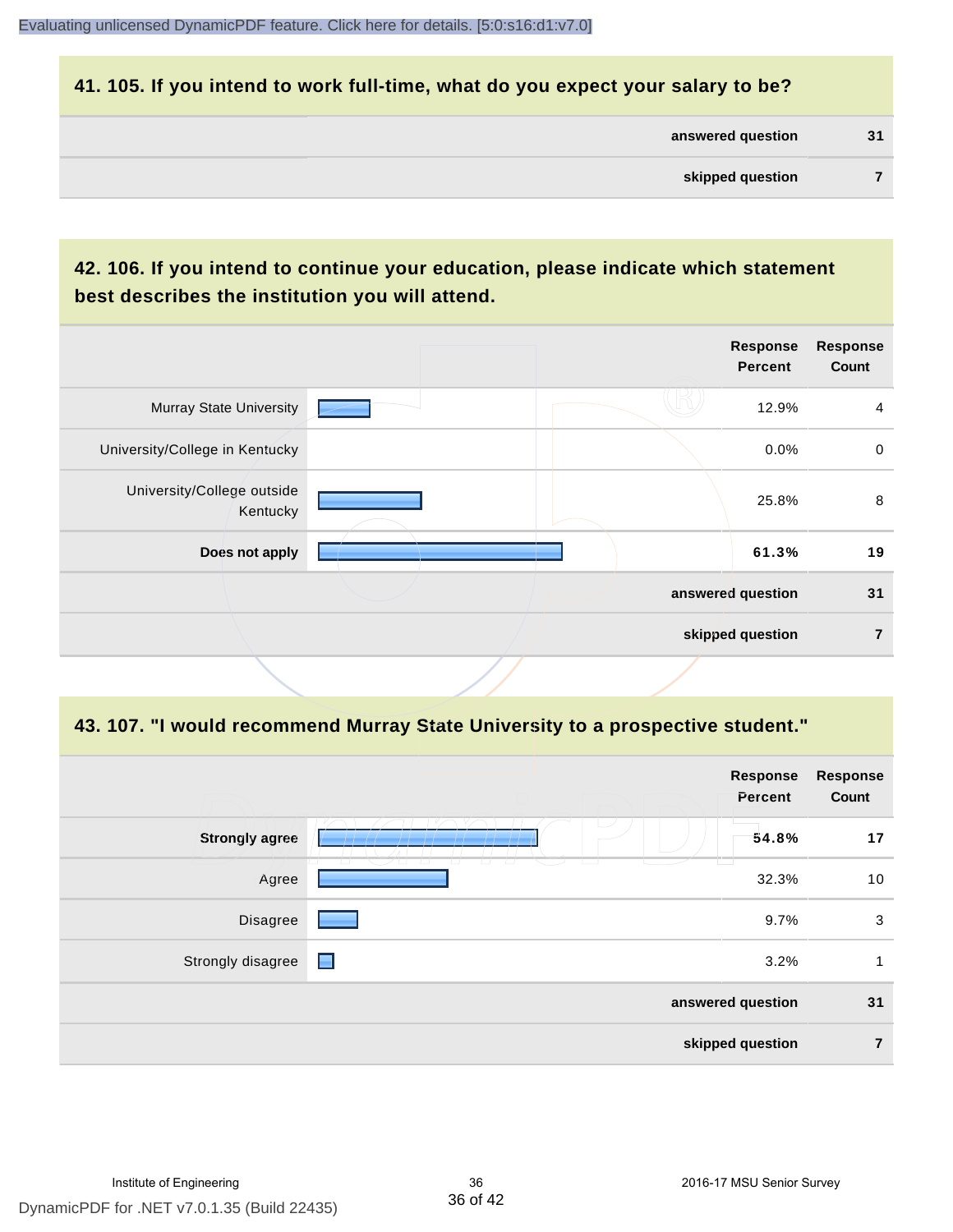## 41. 105. If you intend to work full-time, what do you expect your salary to be?

| | |
|---|---|
| answered question | 31 |
| skipped question | 7 |

## 42. 106. If you intend to continue your education, please indicate which statement best describes the institution you will attend.

| | Response Percent | Response Count |
|---|---|---|
| Murray State University | 12.9% | 4 |
| University/College in Kentucky | 0.0% | 0 |
| University/College outside Kentucky | 25.8% | 8 |
| **Does not apply** | **61.3%** | **19** |
| answered question | | 31 |
| skipped question | | 7 |

## 43. 107. "I would recommend Murray State University to a prospective student."

| | Response Percent | Response Count |
|---|---|---|
| **Strongly agree** | **54.8%** | **17** |
| Agree | 32.3% | 10 |
| Disagree | 9.7% | 3 |
| Strongly disagree | 3.2% | 1 |
| answered question | | 31 |
| skipped question | | 7 |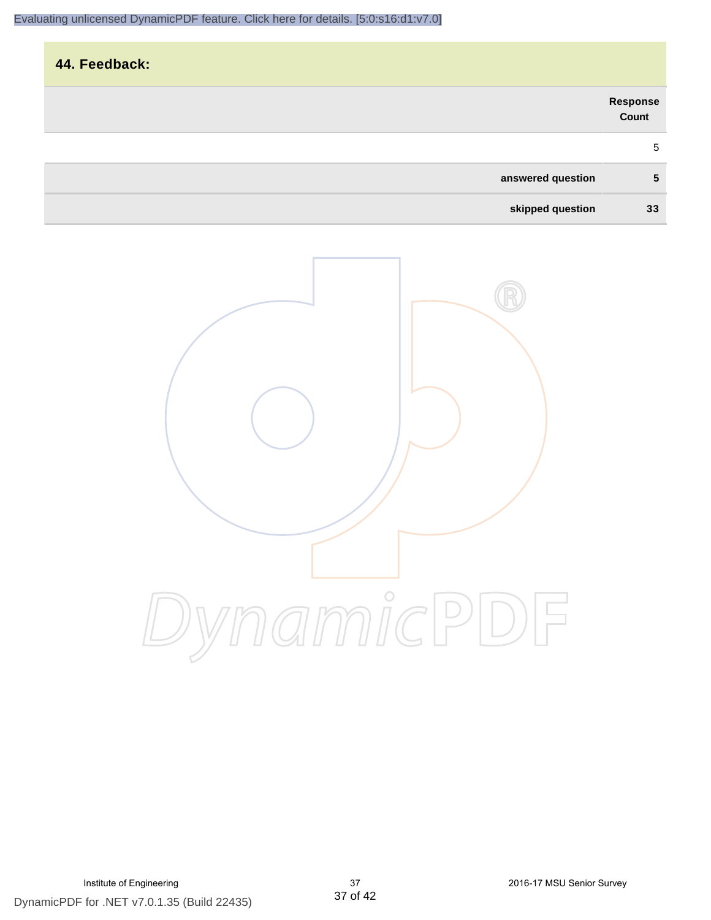## 44. Feedback:

| | Response Count |
|---|---|
| | 5 |
| **answered question** | **5** |
| **skipped question** | **33** |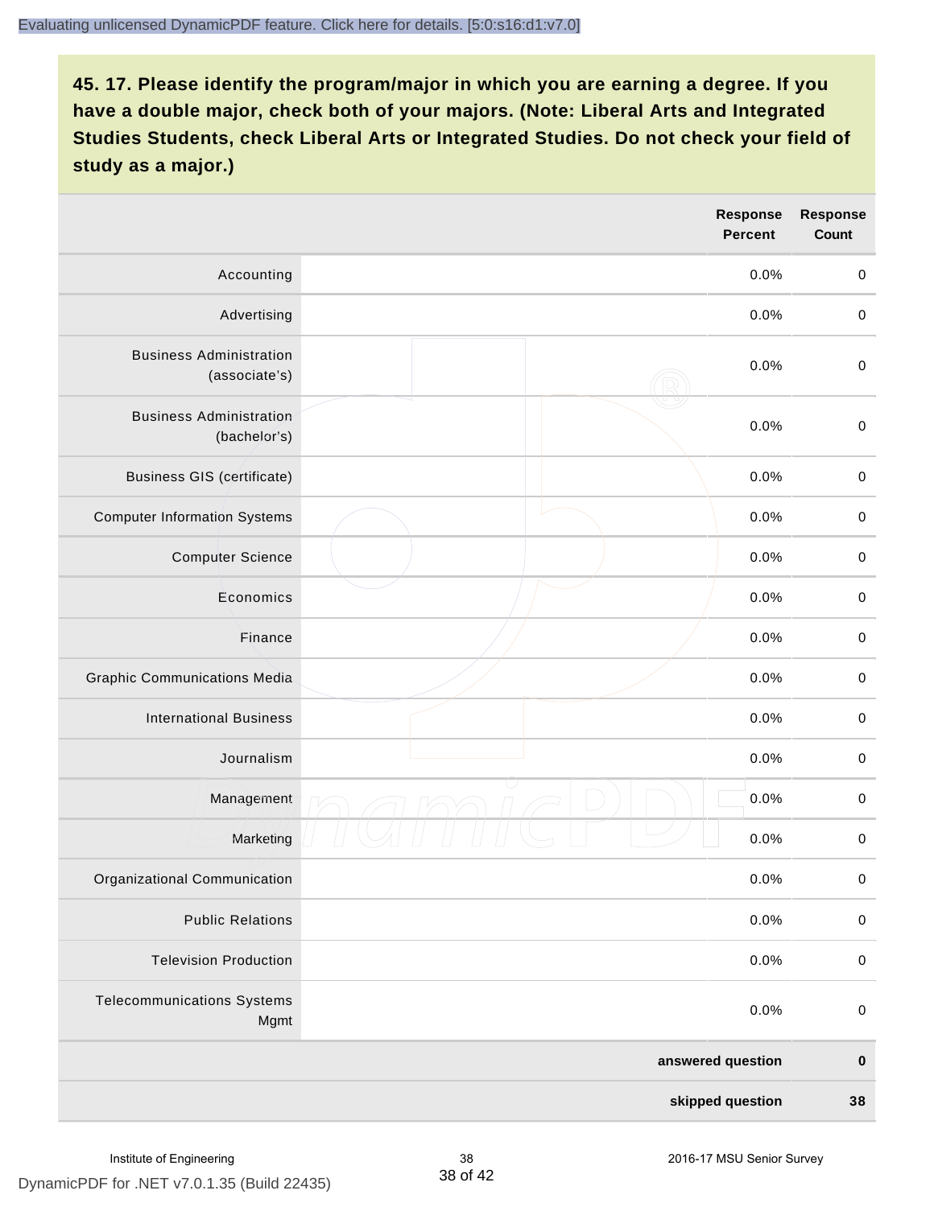## 45. 17. Please identify the program/major in which you are earning a degree. If you have a double major, check both of your majors. (Note: Liberal Arts and Integrated Studies Students, check Liberal Arts or Integrated Studies. Do not check your field of study as a major.)

| | Response Percent | Response Count |
|---|---|---|
| Accounting | 0.0% | 0 |
| Advertising | 0.0% | 0 |
| Business Administration (associate's) | 0.0% | 0 |
| Business Administration (bachelor's) | 0.0% | 0 |
| Business GIS (certificate) | 0.0% | 0 |
| Computer Information Systems | 0.0% | 0 |
| Computer Science | 0.0% | 0 |
| Economics | 0.0% | 0 |
| Finance | 0.0% | 0 |
| Graphic Communications Media | 0.0% | 0 |
| International Business | 0.0% | 0 |
| Journalism | 0.0% | 0 |
| Management | 0.0% | 0 |
| Marketing | 0.0% | 0 |
| Organizational Communication | 0.0% | 0 |
| Public Relations | 0.0% | 0 |
| Television Production | 0.0% | 0 |
| Telecommunications Systems Mgmt | 0.0% | 0 |
| | **answered question** | **0** |
| | **skipped question** | **38** |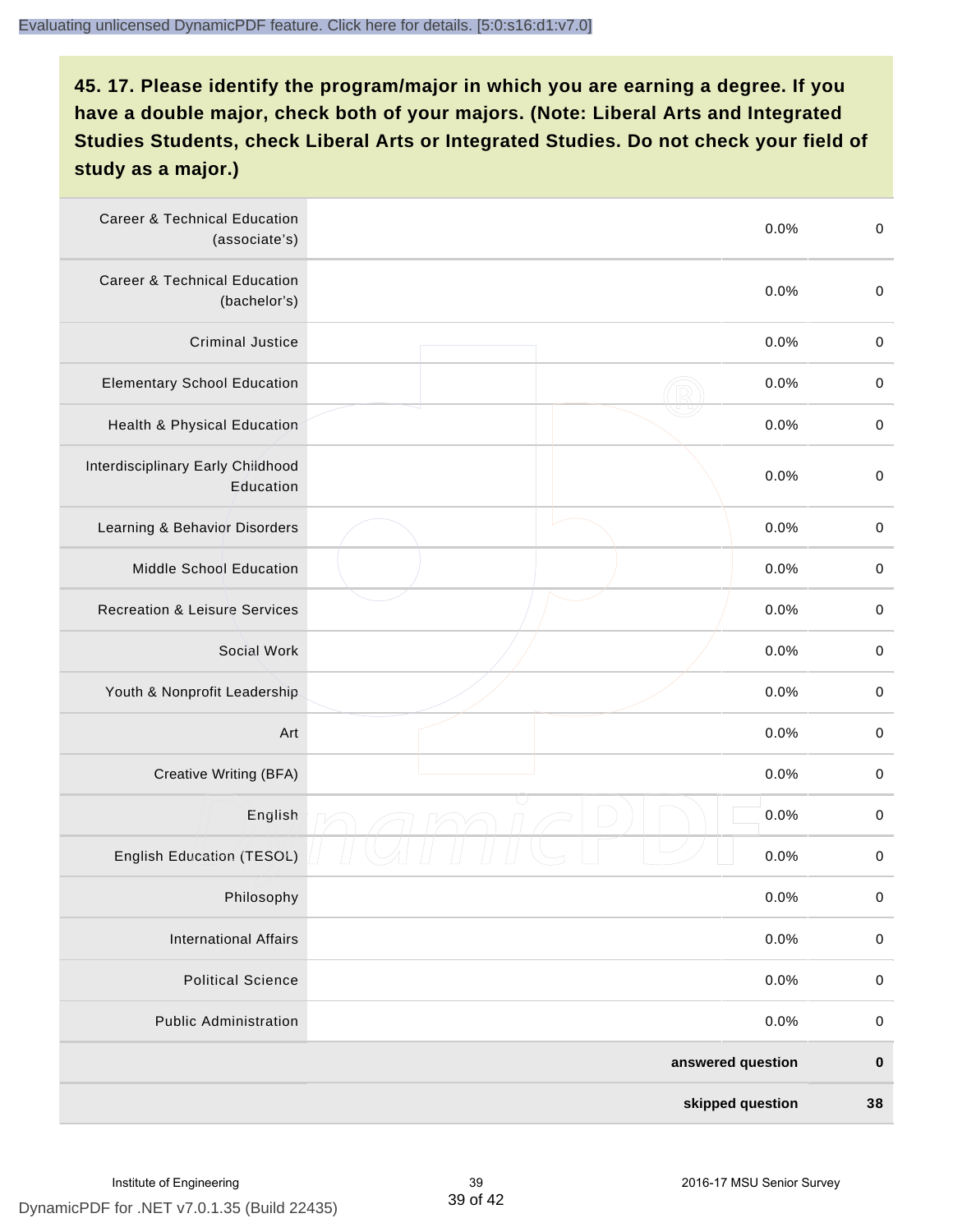**45. 17. Please identify the program/major in which you are earning a degree. If you have a double major, check both of your majors. (Note: Liberal Arts and Integrated Studies Students, check Liberal Arts or Integrated Studies. Do not check your field of study as a major.)**

| | | | |
|---|---|---|---|
| Career & Technical Education (associate's) | | 0.0% | 0 |
| Career & Technical Education (bachelor's) | | 0.0% | 0 |
| Criminal Justice | | 0.0% | 0 |
| Elementary School Education | | 0.0% | 0 |
| Health & Physical Education | | 0.0% | 0 |
| Interdisciplinary Early Childhood Education | | 0.0% | 0 |
| Learning & Behavior Disorders | | 0.0% | 0 |
| Middle School Education | | 0.0% | 0 |
| Recreation & Leisure Services | | 0.0% | 0 |
| Social Work | | 0.0% | 0 |
| Youth & Nonprofit Leadership | | 0.0% | 0 |
| Art | | 0.0% | 0 |
| Creative Writing (BFA) | | 0.0% | 0 |
| English | | 0.0% | 0 |
| English Education (TESOL) | | 0.0% | 0 |
| Philosophy | | 0.0% | 0 |
| International Affairs | | 0.0% | 0 |
| Political Science | | 0.0% | 0 |
| Public Administration | | 0.0% | 0 |
| | | **answered question** | **0** |
| | | **skipped question** | **38** |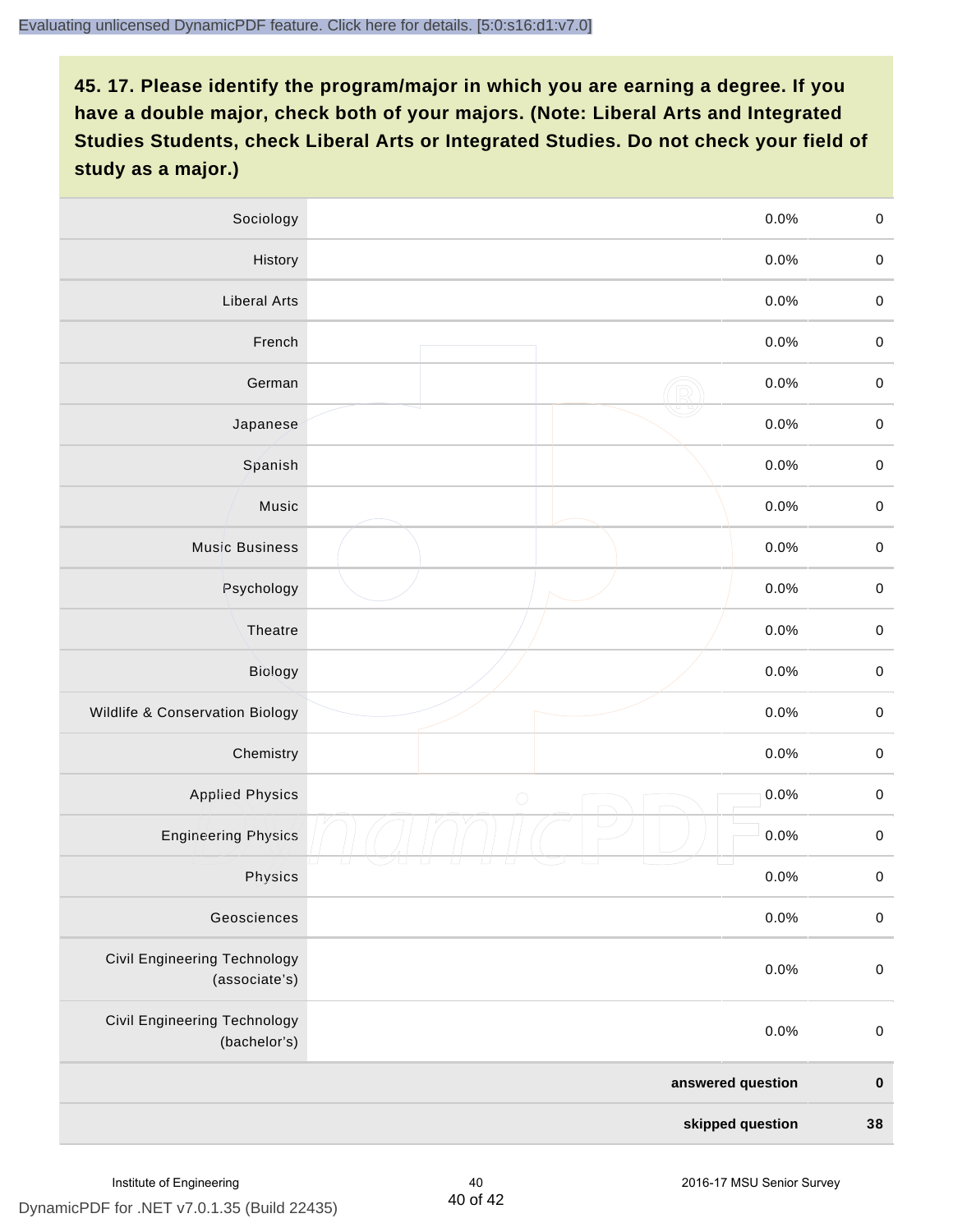**45. 17. Please identify the program/major in which you are earning a degree. If you have a double major, check both of your majors. (Note: Liberal Arts and Integrated Studies Students, check Liberal Arts or Integrated Studies. Do not check your field of study as a major.)**

| | | | |
|---|---|---|---|
| Sociology | | 0.0% | 0 |
| History | | 0.0% | 0 |
| Liberal Arts | | 0.0% | 0 |
| French | | 0.0% | 0 |
| German | | 0.0% | 0 |
| Japanese | | 0.0% | 0 |
| Spanish | | 0.0% | 0 |
| Music | | 0.0% | 0 |
| Music Business | | 0.0% | 0 |
| Psychology | | 0.0% | 0 |
| Theatre | | 0.0% | 0 |
| Biology | | 0.0% | 0 |
| Wildlife & Conservation Biology | | 0.0% | 0 |
| Chemistry | | 0.0% | 0 |
| Applied Physics | | 0.0% | 0 |
| Engineering Physics | | 0.0% | 0 |
| Physics | | 0.0% | 0 |
| Geosciences | | 0.0% | 0 |
| Civil Engineering Technology (associate's) | | 0.0% | 0 |
| Civil Engineering Technology (bachelor's) | | 0.0% | 0 |
| | | **answered question** | **0** |
| | | **skipped question** | **38** |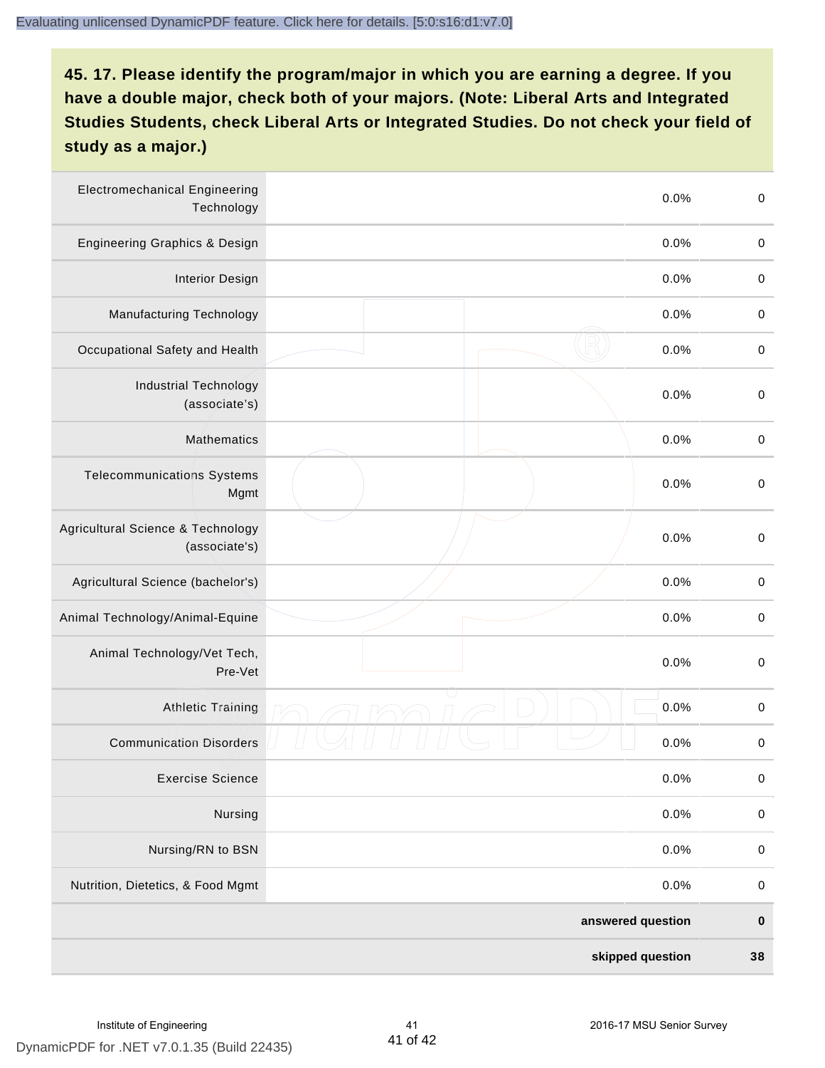## 45. 17. Please identify the program/major in which you are earning a degree. If you have a double major, check both of your majors. (Note: Liberal Arts and Integrated Studies Students, check Liberal Arts or Integrated Studies. Do not check your field of study as a major.)

| | | | |
|---|---|---|---|
| Electromechanical Engineering Technology | | 0.0% | 0 |
| Engineering Graphics & Design | | 0.0% | 0 |
| Interior Design | | 0.0% | 0 |
| Manufacturing Technology | | 0.0% | 0 |
| Occupational Safety and Health | | 0.0% | 0 |
| Industrial Technology (associate's) | | 0.0% | 0 |
| Mathematics | | 0.0% | 0 |
| Telecommunications Systems Mgmt | | 0.0% | 0 |
| Agricultural Science & Technology (associate's) | | 0.0% | 0 |
| Agricultural Science (bachelor's) | | 0.0% | 0 |
| Animal Technology/Animal-Equine | | 0.0% | 0 |
| Animal Technology/Vet Tech, Pre-Vet | | 0.0% | 0 |
| Athletic Training | | 0.0% | 0 |
| Communication Disorders | | 0.0% | 0 |
| Exercise Science | | 0.0% | 0 |
| Nursing | | 0.0% | 0 |
| Nursing/RN to BSN | | 0.0% | 0 |
| Nutrition, Dietetics, & Food Mgmt | | 0.0% | 0 |
| | | **answered question** | **0** |
| | | **skipped question** | **38** |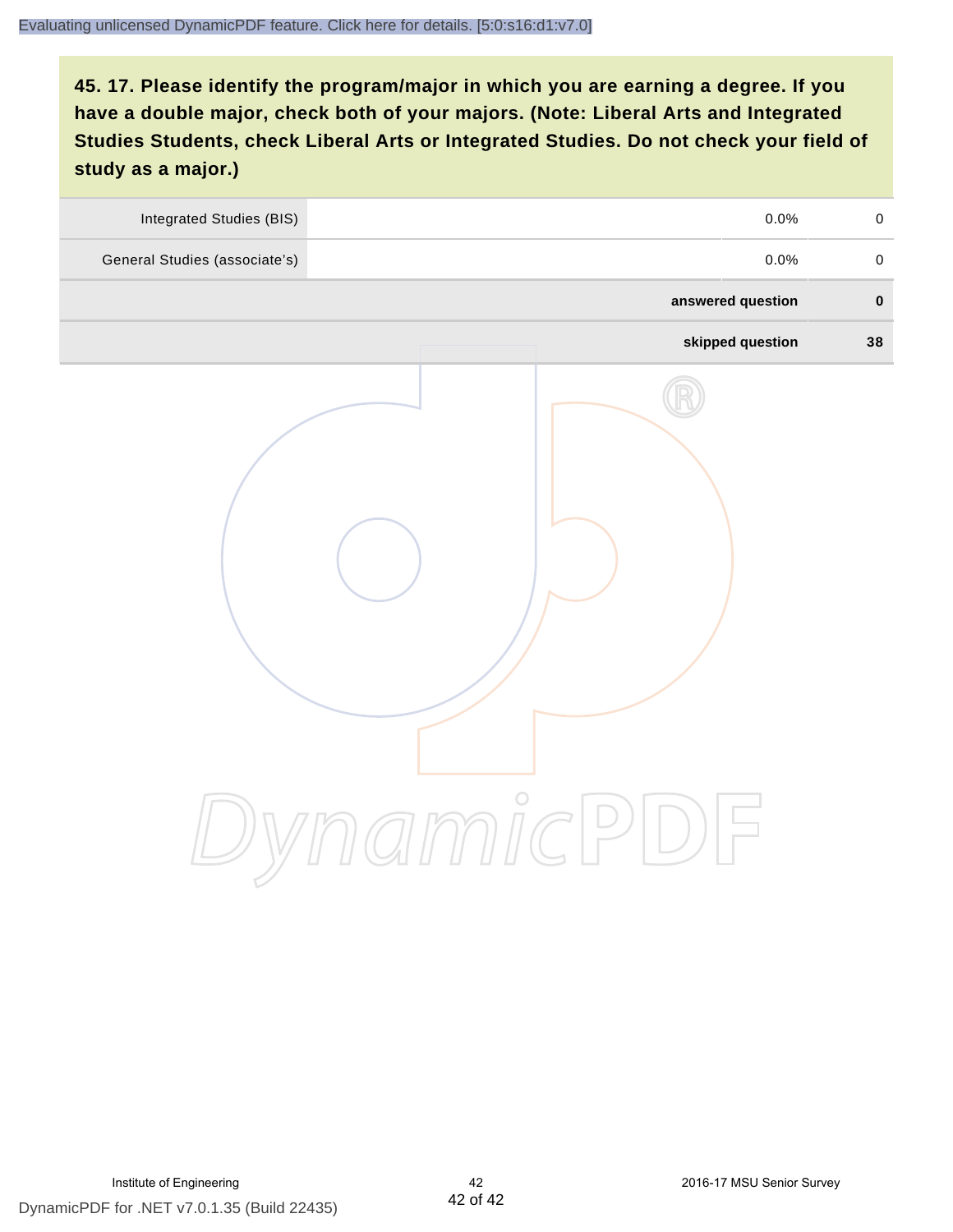**45. 17. Please identify the program/major in which you are earning a degree. If you have a double major, check both of your majors. (Note: Liberal Arts and Integrated Studies Students, check Liberal Arts or Integrated Studies. Do not check your field of study as a major.)**

| | | | |
|---|---|---|---|
| Integrated Studies (BIS) | | 0.0% | 0 |
| General Studies (associate's) | | 0.0% | 0 |
| | | **answered question** | **0** |
| | | **skipped question** | **38** |